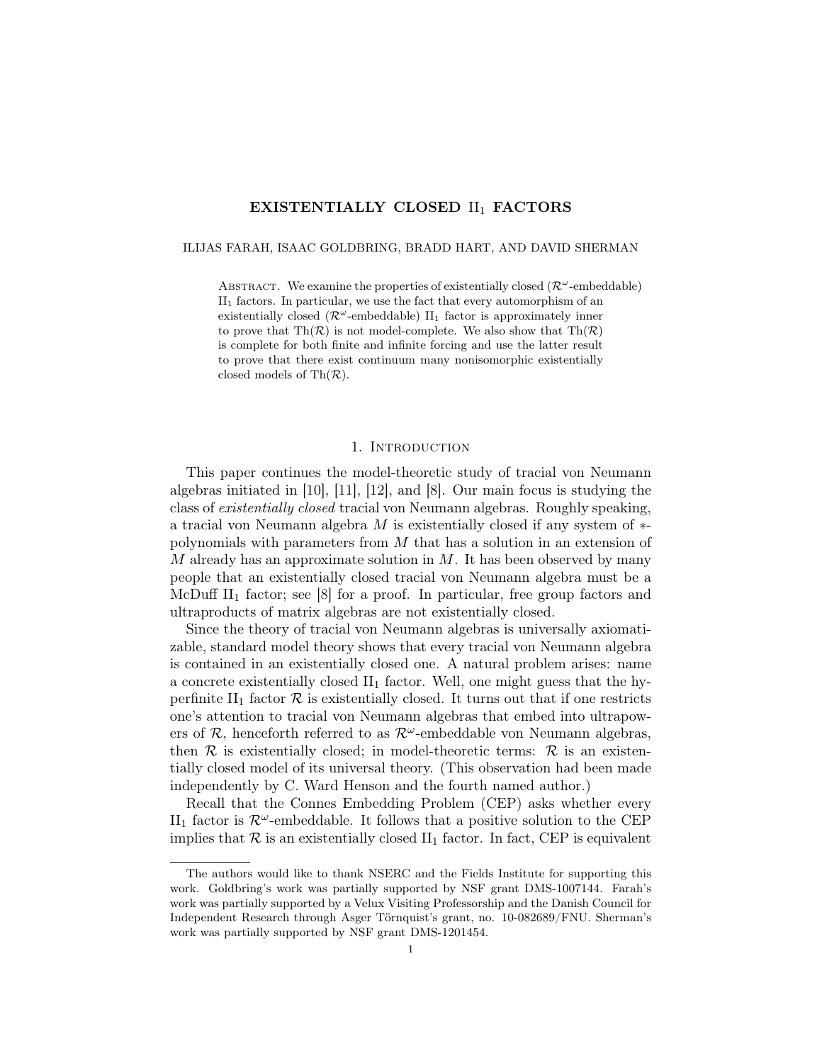# EXISTENTIALLY CLOSED $\mathrm{II}_1$ FACTORS

ILIJAS FARAH, ISAAC GOLDBRING, BRADD HART, AND DAVID SHERMAN

ABSTRACT. We examine the properties of existentially closed ($\mathcal{R}^\omega$-embeddable) $\mathrm{II}_1$ factors. In particular, we use the fact that every automorphism of an existentially closed ($\mathcal{R}^\omega$-embeddable) $\mathrm{II}_1$ factor is approximately inner to prove that $\mathrm{Th}(\mathcal{R})$ is not model-complete. We also show that $\mathrm{Th}(\mathcal{R})$ is complete for both finite and infinite forcing and use the latter result to prove that there exist continuum many nonisomorphic existentially closed models of $\mathrm{Th}(\mathcal{R})$.

## 1. Introduction

This paper continues the model-theoretic study of tracial von Neumann algebras initiated in [10], [11], [12], and [8]. Our main focus is studying the class of *existentially closed* tracial von Neumann algebras. Roughly speaking, a tracial von Neumann algebra $M$ is existentially closed if any system of $*$-polynomials with parameters from $M$ that has a solution in an extension of $M$ already has an approximate solution in $M$. It has been observed by many people that an existentially closed tracial von Neumann algebra must be a McDuff $\mathrm{II}_1$ factor; see [8] for a proof. In particular, free group factors and ultraproducts of matrix algebras are not existentially closed.

Since the theory of tracial von Neumann algebras is universally axiomatizable, standard model theory shows that every tracial von Neumann algebra is contained in an existentially closed one. A natural problem arises: name a concrete existentially closed $\mathrm{II}_1$ factor. Well, one might guess that the hyperfinite $\mathrm{II}_1$ factor $\mathcal{R}$ is existentially closed. It turns out that if one restricts one's attention to tracial von Neumann algebras that embed into ultrapowers of $\mathcal{R}$, henceforth referred to as $\mathcal{R}^\omega$-embeddable von Neumann algebras, then $\mathcal{R}$ is existentially closed; in model-theoretic terms: $\mathcal{R}$ is an existentially closed model of its universal theory. (This observation had been made independently by C. Ward Henson and the fourth named author.)

Recall that the Connes Embedding Problem (CEP) asks whether every $\mathrm{II}_1$ factor is $\mathcal{R}^\omega$-embeddable. It follows that a positive solution to the CEP implies that $\mathcal{R}$ is an existentially closed $\mathrm{II}_1$ factor. In fact, CEP is equivalent

The authors would like to thank NSERC and the Fields Institute for supporting this work. Goldbring's work was partially supported by NSF grant DMS-1007144. Farah's work was partially supported by a Velux Visiting Professorship and the Danish Council for Independent Research through Asger Törnquist's grant, no. 10-082689/FNU. Sherman's work was partially supported by NSF grant DMS-1201454.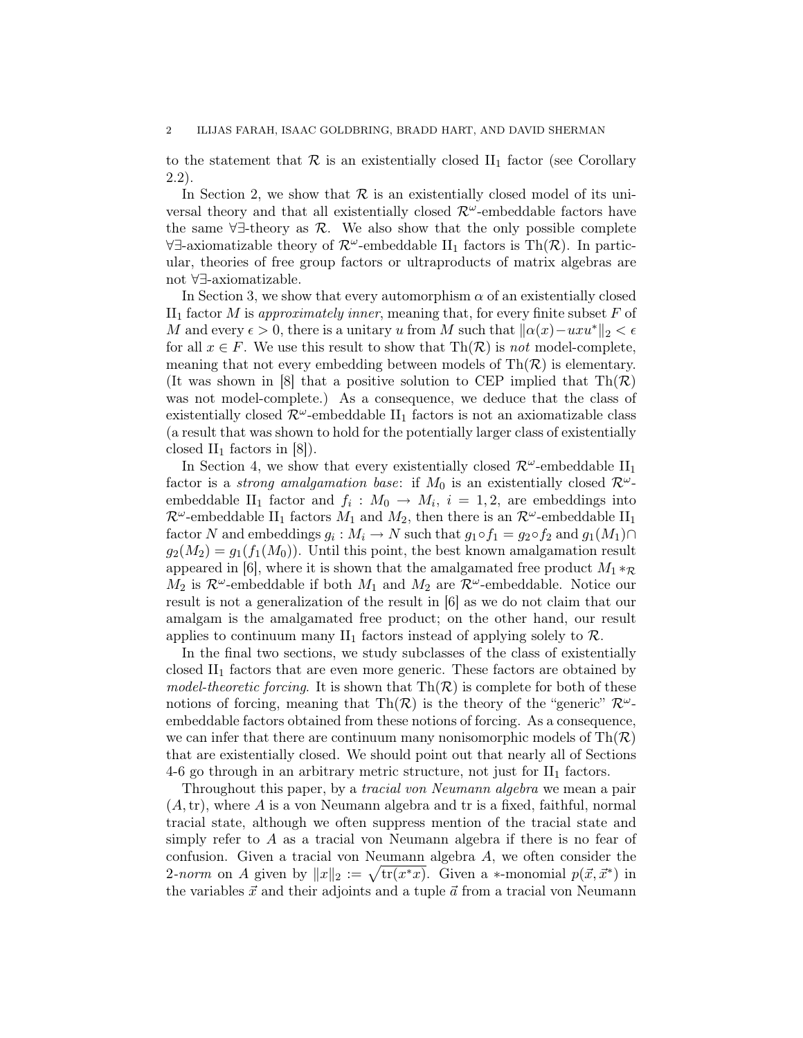to the statement that $\mathcal{R}$ is an existentially closed $\mathrm{II}_1$ factor (see Corollary 2.2).

In Section 2, we show that $\mathcal{R}$ is an existentially closed model of its universal theory and that all existentially closed $\mathcal{R}^\omega$-embeddable factors have the same $\forall\exists$-theory as $\mathcal{R}$. We also show that the only possible complete $\forall\exists$-axiomatizable theory of $\mathcal{R}^\omega$-embeddable $\mathrm{II}_1$ factors is $\mathrm{Th}(\mathcal{R})$. In particular, theories of free group factors or ultraproducts of matrix algebras are not $\forall\exists$-axiomatizable.

In Section 3, we show that every automorphism $\alpha$ of an existentially closed $\mathrm{II}_1$ factor $M$ is *approximately inner*, meaning that, for every finite subset $F$ of $M$ and every $\epsilon > 0$, there is a unitary $u$ from $M$ such that $\|\alpha(x) - uxu^*\|_2 < \epsilon$ for all $x \in F$. We use this result to show that $\mathrm{Th}(\mathcal{R})$ is *not* model-complete, meaning that not every embedding between models of $\mathrm{Th}(\mathcal{R})$ is elementary. (It was shown in [8] that a positive solution to CEP implied that $\mathrm{Th}(\mathcal{R})$ was not model-complete.) As a consequence, we deduce that the class of existentially closed $\mathcal{R}^\omega$-embeddable $\mathrm{II}_1$ factors is not an axiomatizable class (a result that was shown to hold for the potentially larger class of existentially closed $\mathrm{II}_1$ factors in [8]).

In Section 4, we show that every existentially closed $\mathcal{R}^\omega$-embeddable $\mathrm{II}_1$ factor is a *strong amalgamation base*: if $M_0$ is an existentially closed $\mathcal{R}^\omega$-embeddable $\mathrm{II}_1$ factor and $f_i : M_0 \to M_i$, $i = 1, 2$, are embeddings into $\mathcal{R}^\omega$-embeddable $\mathrm{II}_1$ factors $M_1$ and $M_2$, then there is an $\mathcal{R}^\omega$-embeddable $\mathrm{II}_1$ factor $N$ and embeddings $g_i : M_i \to N$ such that $g_1 \circ f_1 = g_2 \circ f_2$ and $g_1(M_1) \cap g_2(M_2) = g_1(f_1(M_0))$. Until this point, the best known amalgamation result appeared in [6], where it is shown that the amalgamated free product $M_1 *_{\mathcal{R}} M_2$ is $\mathcal{R}^\omega$-embeddable if both $M_1$ and $M_2$ are $\mathcal{R}^\omega$-embeddable. Notice our result is not a generalization of the result in [6] as we do not claim that our amalgam is the amalgamated free product; on the other hand, our result applies to continuum many $\mathrm{II}_1$ factors instead of applying solely to $\mathcal{R}$.

In the final two sections, we study subclasses of the class of existentially closed $\mathrm{II}_1$ factors that are even more generic. These factors are obtained by *model-theoretic forcing*. It is shown that $\mathrm{Th}(\mathcal{R})$ is complete for both of these notions of forcing, meaning that $\mathrm{Th}(\mathcal{R})$ is the theory of the "generic" $\mathcal{R}^\omega$-embeddable factors obtained from these notions of forcing. As a consequence, we can infer that there are continuum many nonisomorphic models of $\mathrm{Th}(\mathcal{R})$ that are existentially closed. We should point out that nearly all of Sections 4-6 go through in an arbitrary metric structure, not just for $\mathrm{II}_1$ factors.

Throughout this paper, by a *tracial von Neumann algebra* we mean a pair $(A, \mathrm{tr})$, where $A$ is a von Neumann algebra and tr is a fixed, faithful, normal tracial state, although we often suppress mention of the tracial state and simply refer to $A$ as a tracial von Neumann algebra if there is no fear of confusion. Given a tracial von Neumann algebra $A$, we often consider the *2-norm* on $A$ given by $\|x\|_2 := \sqrt{\mathrm{tr}(x^*x)}$. Given a $*$-monomial $p(\vec{x}, \vec{x}^*)$ in the variables $\vec{x}$ and their adjoints and a tuple $\vec{a}$ from a tracial von Neumann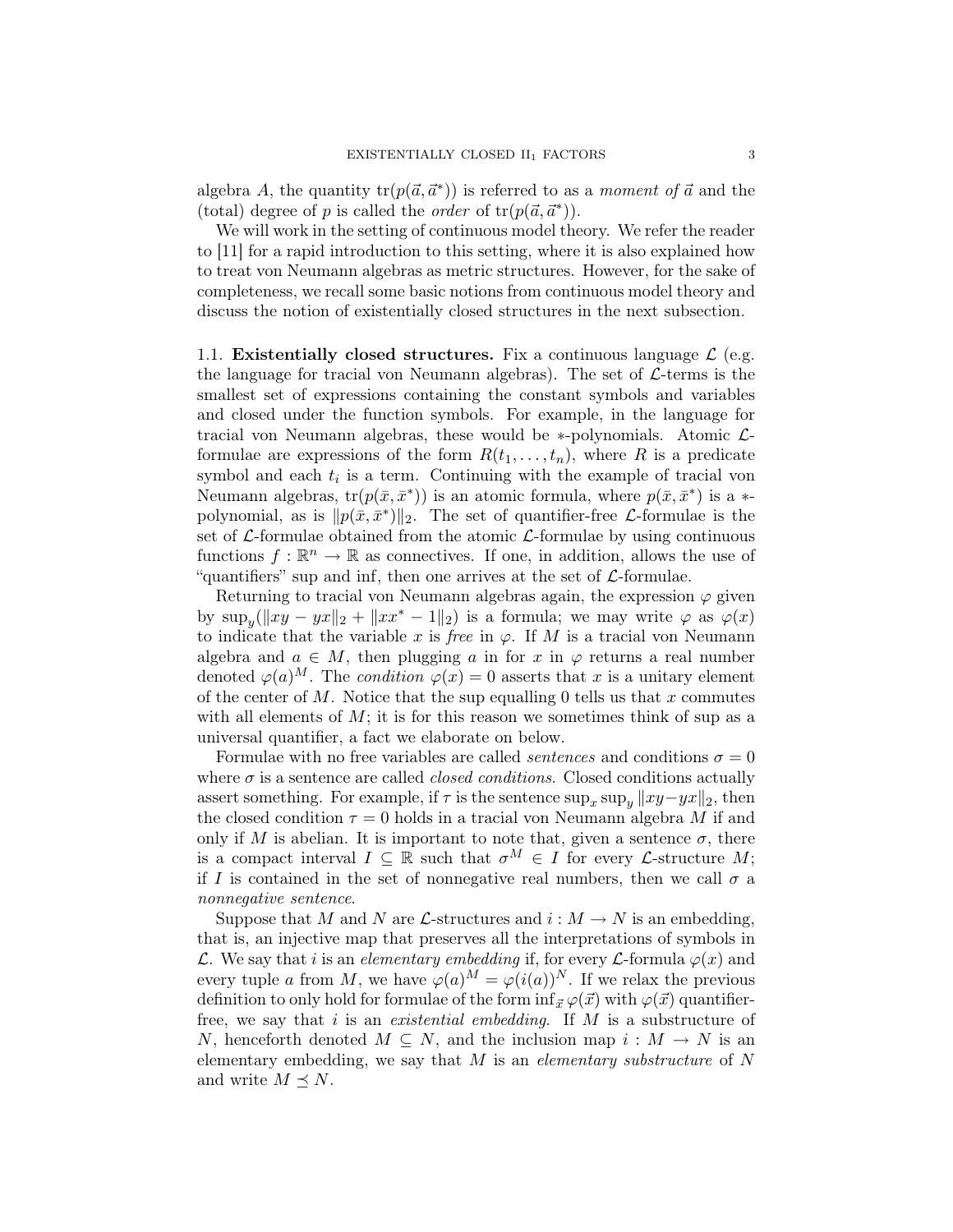algebra $A$, the quantity $\operatorname{tr}(p(\vec{a}, \vec{a}^*))$ is referred to as a *moment of* $\vec{a}$ and the (total) degree of $p$ is called the *order* of $\operatorname{tr}(p(\vec{a}, \vec{a}^*))$.

We will work in the setting of continuous model theory. We refer the reader to [11] for a rapid introduction to this setting, where it is also explained how to treat von Neumann algebras as metric structures. However, for the sake of completeness, we recall some basic notions from continuous model theory and discuss the notion of existentially closed structures in the next subsection.

### 1.1. Existentially closed structures.

Fix a continuous language $\mathcal{L}$ (e.g. the language for tracial von Neumann algebras). The set of $\mathcal{L}$-terms is the smallest set of expressions containing the constant symbols and variables and closed under the function symbols. For example, in the language for tracial von Neumann algebras, these would be $*$-polynomials. Atomic $\mathcal{L}$-formulae are expressions of the form $R(t_1, \ldots, t_n)$, where $R$ is a predicate symbol and each $t_i$ is a term. Continuing with the example of tracial von Neumann algebras, $\operatorname{tr}(p(\bar{x}, \bar{x}^*))$ is an atomic formula, where $p(\bar{x}, \bar{x}^*)$ is a $*$-polynomial, as is $\|p(\bar{x}, \bar{x}^*)\|_2$. The set of quantifier-free $\mathcal{L}$-formulae is the set of $\mathcal{L}$-formulae obtained from the atomic $\mathcal{L}$-formulae by using continuous functions $f : \mathbb{R}^n \to \mathbb{R}$ as connectives. If one, in addition, allows the use of "quantifiers" sup and inf, then one arrives at the set of $\mathcal{L}$-formulae.

Returning to tracial von Neumann algebras again, the expression $\varphi$ given by $\sup_y(\|xy - yx\|_2 + \|xx^* - 1\|_2)$ is a formula; we may write $\varphi$ as $\varphi(x)$ to indicate that the variable $x$ is *free* in $\varphi$. If $M$ is a tracial von Neumann algebra and $a \in M$, then plugging $a$ in for $x$ in $\varphi$ returns a real number denoted $\varphi(a)^M$. The *condition* $\varphi(x) = 0$ asserts that $x$ is a unitary element of the center of $M$. Notice that the sup equalling 0 tells us that $x$ commutes with all elements of $M$; it is for this reason we sometimes think of sup as a universal quantifier, a fact we elaborate on below.

Formulae with no free variables are called *sentences* and conditions $\sigma = 0$ where $\sigma$ is a sentence are called *closed conditions*. Closed conditions actually assert something. For example, if $\tau$ is the sentence $\sup_x \sup_y \|xy - yx\|_2$, then the closed condition $\tau = 0$ holds in a tracial von Neumann algebra $M$ if and only if $M$ is abelian. It is important to note that, given a sentence $\sigma$, there is a compact interval $I \subseteq \mathbb{R}$ such that $\sigma^M \in I$ for every $\mathcal{L}$-structure $M$; if $I$ is contained in the set of nonnegative real numbers, then we call $\sigma$ a *nonnegative sentence*.

Suppose that $M$ and $N$ are $\mathcal{L}$-structures and $i : M \to N$ is an embedding, that is, an injective map that preserves all the interpretations of symbols in $\mathcal{L}$. We say that $i$ is an *elementary embedding* if, for every $\mathcal{L}$-formula $\varphi(x)$ and every tuple $a$ from $M$, we have $\varphi(a)^M = \varphi(i(a))^N$. If we relax the previous definition to only hold for formulae of the form $\inf_{\vec{x}} \varphi(\vec{x})$ with $\varphi(\vec{x})$ quantifier-free, we say that $i$ is an *existential embedding*. If $M$ is a substructure of $N$, henceforth denoted $M \subseteq N$, and the inclusion map $i : M \to N$ is an elementary embedding, we say that $M$ is an *elementary substructure* of $N$ and write $M \preceq N$.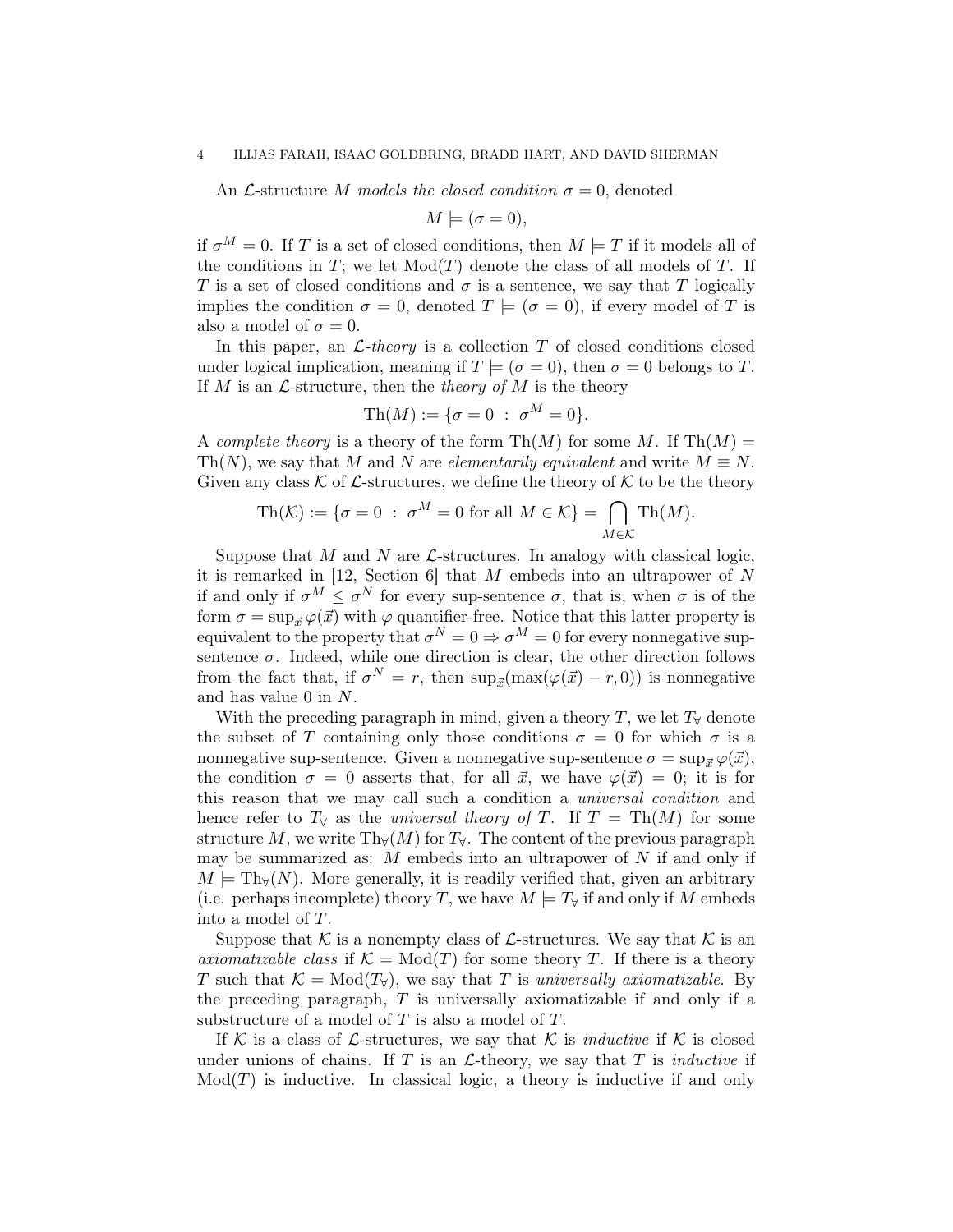An $\mathcal{L}$-structure $M$ *models the closed condition* $\sigma = 0$, denoted

$$M \models (\sigma = 0),$$

if $\sigma^M = 0$. If $T$ is a set of closed conditions, then $M \models T$ if it models all of the conditions in $T$; we let $\mathrm{Mod}(T)$ denote the class of all models of $T$. If $T$ is a set of closed conditions and $\sigma$ is a sentence, we say that $T$ logically implies the condition $\sigma = 0$, denoted $T \models (\sigma = 0)$, if every model of $T$ is also a model of $\sigma = 0$.

In this paper, an *$\mathcal{L}$-theory* is a collection $T$ of closed conditions closed under logical implication, meaning if $T \models (\sigma = 0)$, then $\sigma = 0$ belongs to $T$. If $M$ is an $\mathcal{L}$-structure, then the *theory of* $M$ is the theory

$$\mathrm{Th}(M) := \{\sigma = 0 \ : \ \sigma^M = 0\}.$$

A *complete theory* is a theory of the form $\mathrm{Th}(M)$ for some $M$. If $\mathrm{Th}(M) = \mathrm{Th}(N)$, we say that $M$ and $N$ are *elementarily equivalent* and write $M \equiv N$. Given any class $\mathcal{K}$ of $\mathcal{L}$-structures, we define the theory of $\mathcal{K}$ to be the theory

$$\mathrm{Th}(\mathcal{K}) := \{\sigma = 0 \ : \ \sigma^M = 0 \text{ for all } M \in \mathcal{K}\} = \bigcap_{M \in \mathcal{K}} \mathrm{Th}(M).$$

Suppose that $M$ and $N$ are $\mathcal{L}$-structures. In analogy with classical logic, it is remarked in [12, Section 6] that $M$ embeds into an ultrapower of $N$ if and only if $\sigma^M \leq \sigma^N$ for every sup-sentence $\sigma$, that is, when $\sigma$ is of the form $\sigma = \sup_{\vec{x}} \varphi(\vec{x})$ with $\varphi$ quantifier-free. Notice that this latter property is equivalent to the property that $\sigma^N = 0 \Rightarrow \sigma^M = 0$ for every nonnegative sup-sentence $\sigma$. Indeed, while one direction is clear, the other direction follows from the fact that, if $\sigma^N = r$, then $\sup_{\vec{x}}(\max(\varphi(\vec{x}) - r, 0))$ is nonnegative and has value 0 in $N$.

With the preceding paragraph in mind, given a theory $T$, we let $T_\forall$ denote the subset of $T$ containing only those conditions $\sigma = 0$ for which $\sigma$ is a nonnegative sup-sentence. Given a nonnegative sup-sentence $\sigma = \sup_{\vec{x}} \varphi(\vec{x})$, the condition $\sigma = 0$ asserts that, for all $\vec{x}$, we have $\varphi(\vec{x}) = 0$; it is for this reason that we may call such a condition a *universal condition* and hence refer to $T_\forall$ as the *universal theory of* $T$. If $T = \mathrm{Th}(M)$ for some structure $M$, we write $\mathrm{Th}_\forall(M)$ for $T_\forall$. The content of the previous paragraph may be summarized as: $M$ embeds into an ultrapower of $N$ if and only if $M \models \mathrm{Th}_\forall(N)$. More generally, it is readily verified that, given an arbitrary (i.e. perhaps incomplete) theory $T$, we have $M \models T_\forall$ if and only if $M$ embeds into a model of $T$.

Suppose that $\mathcal{K}$ is a nonempty class of $\mathcal{L}$-structures. We say that $\mathcal{K}$ is an *axiomatizable class* if $\mathcal{K} = \mathrm{Mod}(T)$ for some theory $T$. If there is a theory $T$ such that $\mathcal{K} = \mathrm{Mod}(T_\forall)$, we say that $T$ is *universally axiomatizable.* By the preceding paragraph, $T$ is universally axiomatizable if and only if a substructure of a model of $T$ is also a model of $T$.

If $\mathcal{K}$ is a class of $\mathcal{L}$-structures, we say that $\mathcal{K}$ is *inductive* if $\mathcal{K}$ is closed under unions of chains. If $T$ is an $\mathcal{L}$-theory, we say that $T$ is *inductive* if $\mathrm{Mod}(T)$ is inductive. In classical logic, a theory is inductive if and only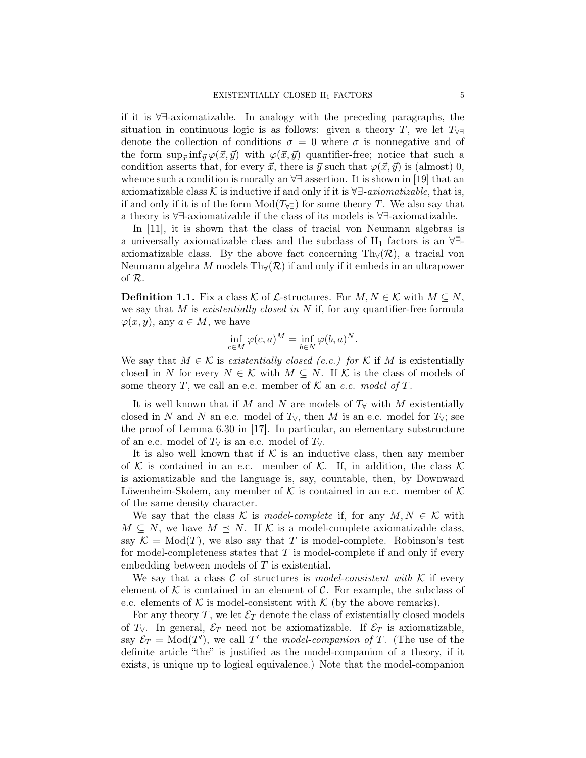if it is $\forall\exists$-axiomatizable. In analogy with the preceding paragraphs, the situation in continuous logic is as follows: given a theory $T$, we let $T_{\forall\exists}$ denote the collection of conditions $\sigma = 0$ where $\sigma$ is nonnegative and of the form $\sup_{\vec{x}} \inf_{\vec{y}} \varphi(\vec{x}, \vec{y})$ with $\varphi(\vec{x}, \vec{y})$ quantifier-free; notice that such a condition asserts that, for every $\vec{x}$, there is $\vec{y}$ such that $\varphi(\vec{x}, \vec{y})$ is (almost) 0, whence such a condition is morally an $\forall\exists$ assertion. It is shown in [19] that an axiomatizable class $\mathcal{K}$ is inductive if and only if it is $\forall\exists$-*axiomatizable*, that is, if and only if it is of the form $\mathrm{Mod}(T_{\forall\exists})$ for some theory $T$. We also say that a theory is $\forall\exists$-axiomatizable if the class of its models is $\forall\exists$-axiomatizable.

In [11], it is shown that the class of tracial von Neumann algebras is a universally axiomatizable class and the subclass of $\mathrm{II}_1$ factors is an $\forall\exists$-axiomatizable class. By the above fact concerning $\mathrm{Th}_\forall(\mathcal{R})$, a tracial von Neumann algebra $M$ models $\mathrm{Th}_\forall(\mathcal{R})$ if and only if it embeds in an ultrapower of $\mathcal{R}$.

**Definition 1.1.** Fix a class $\mathcal{K}$ of $\mathcal{L}$-structures. For $M, N \in \mathcal{K}$ with $M \subseteq N$, we say that $M$ is *existentially closed in* $N$ if, for any quantifier-free formula $\varphi(x, y)$, any $a \in M$, we have

$$\inf_{c \in M} \varphi(c, a)^M = \inf_{b \in N} \varphi(b, a)^N.$$

We say that $M \in \mathcal{K}$ is *existentially closed (e.c.) for* $\mathcal{K}$ if $M$ is existentially closed in $N$ for every $N \in \mathcal{K}$ with $M \subseteq N$. If $\mathcal{K}$ is the class of models of some theory $T$, we call an e.c. member of $\mathcal{K}$ an *e.c. model of* $T$.

It is well known that if $M$ and $N$ are models of $T_\forall$ with $M$ existentially closed in $N$ and $N$ an e.c. model of $T_\forall$, then $M$ is an e.c. model for $T_\forall$; see the proof of Lemma 6.30 in [17]. In particular, an elementary substructure of an e.c. model of $T_\forall$ is an e.c. model of $T_\forall$.

It is also well known that if $\mathcal{K}$ is an inductive class, then any member of $\mathcal{K}$ is contained in an e.c. member of $\mathcal{K}$. If, in addition, the class $\mathcal{K}$ is axiomatizable and the language is, say, countable, then, by Downward Löwenheim-Skolem, any member of $\mathcal{K}$ is contained in an e.c. member of $\mathcal{K}$ of the same density character.

We say that the class $\mathcal{K}$ is *model-complete* if, for any $M, N \in \mathcal{K}$ with $M \subseteq N$, we have $M \preceq N$. If $\mathcal{K}$ is a model-complete axiomatizable class, say $\mathcal{K} = \mathrm{Mod}(T)$, we also say that $T$ is model-complete. Robinson's test for model-completeness states that $T$ is model-complete if and only if every embedding between models of $T$ is existential.

We say that a class $\mathcal{C}$ of structures is *model-consistent with* $\mathcal{K}$ if every element of $\mathcal{K}$ is contained in an element of $\mathcal{C}$. For example, the subclass of e.c. elements of $\mathcal{K}$ is model-consistent with $\mathcal{K}$ (by the above remarks).

For any theory $T$, we let $\mathcal{E}_T$ denote the class of existentially closed models of $T_\forall$. In general, $\mathcal{E}_T$ need not be axiomatizable. If $\mathcal{E}_T$ is axiomatizable, say $\mathcal{E}_T = \mathrm{Mod}(T')$, we call $T'$ the *model-companion of* $T$. (The use of the definite article "the" is justified as the model-companion of a theory, if it exists, is unique up to logical equivalence.) Note that the model-companion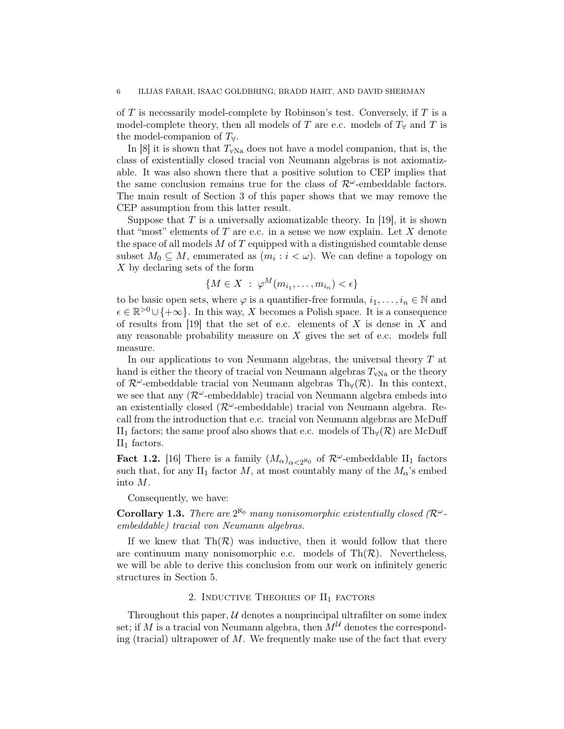of $T$ is necessarily model-complete by Robinson's test. Conversely, if $T$ is a model-complete theory, then all models of $T$ are e.c. models of $T_\forall$ and $T$ is the model-companion of $T_\forall$.

In [8] it is shown that $T_{\mathrm{vNa}}$ does not have a model companion, that is, the class of existentially closed tracial von Neumann algebras is not axiomatizable. It was also shown there that a positive solution to CEP implies that the same conclusion remains true for the class of $\mathcal{R}^\omega$-embeddable factors. The main result of Section 3 of this paper shows that we may remove the CEP assumption from this latter result.

Suppose that $T$ is a universally axiomatizable theory. In [19], it is shown that "most" elements of $T$ are e.c. in a sense we now explain. Let $X$ denote the space of all models $M$ of $T$ equipped with a distinguished countable dense subset $M_0 \subseteq M$, enumerated as $(m_i : i < \omega)$. We can define a topology on $X$ by declaring sets of the form

$$\{M \in X \ : \ \varphi^M(m_{i_1}, \ldots, m_{i_n}) < \epsilon\}$$

to be basic open sets, where $\varphi$ is a quantifier-free formula, $i_1, \ldots, i_n \in \mathbb{N}$ and $\epsilon \in \mathbb{R}^{>0} \cup \{+\infty\}$. In this way, $X$ becomes a Polish space. It is a consequence of results from [19] that the set of e.c. elements of $X$ is dense in $X$ and any reasonable probability measure on $X$ gives the set of e.c. models full measure.

In our applications to von Neumann algebras, the universal theory $T$ at hand is either the theory of tracial von Neumann algebras $T_{\mathrm{vNa}}$ or the theory of $\mathcal{R}^\omega$-embeddable tracial von Neumann algebras $\mathrm{Th}_\forall(\mathcal{R})$. In this context, we see that any ($\mathcal{R}^\omega$-embeddable) tracial von Neumann algebra embeds into an existentially closed ($\mathcal{R}^\omega$-embeddable) tracial von Neumann algebra. Recall from the introduction that e.c. tracial von Neumann algebras are McDuff $\mathrm{II}_1$ factors; the same proof also shows that e.c. models of $\mathrm{Th}_\forall(\mathcal{R})$ are McDuff $\mathrm{II}_1$ factors.

**Fact 1.2.** [16] There is a family $(M_\alpha)_{\alpha < 2^{\aleph_0}}$ of $\mathcal{R}^\omega$-embeddable $\mathrm{II}_1$ factors such that, for any $\mathrm{II}_1$ factor $M$, at most countably many of the $M_\alpha$'s embed into $M$.

Consequently, we have:

**Corollary 1.3.** *There are $2^{\aleph_0}$ many nonisomorphic existentially closed ($\mathcal{R}^\omega$-embeddable) tracial von Neumann algebras.*

If we knew that $\mathrm{Th}(\mathcal{R})$ was inductive, then it would follow that there are continuum many nonisomorphic e.c. models of $\mathrm{Th}(\mathcal{R})$. Nevertheless, we will be able to derive this conclusion from our work on infinitely generic structures in Section 5.

## 2. Inductive Theories of $\mathrm{II}_1$ factors

Throughout this paper, $\mathcal{U}$ denotes a nonprincipal ultrafilter on some index set; if $M$ is a tracial von Neumann algebra, then $M^\mathcal{U}$ denotes the corresponding (tracial) ultrapower of $M$. We frequently make use of the fact that every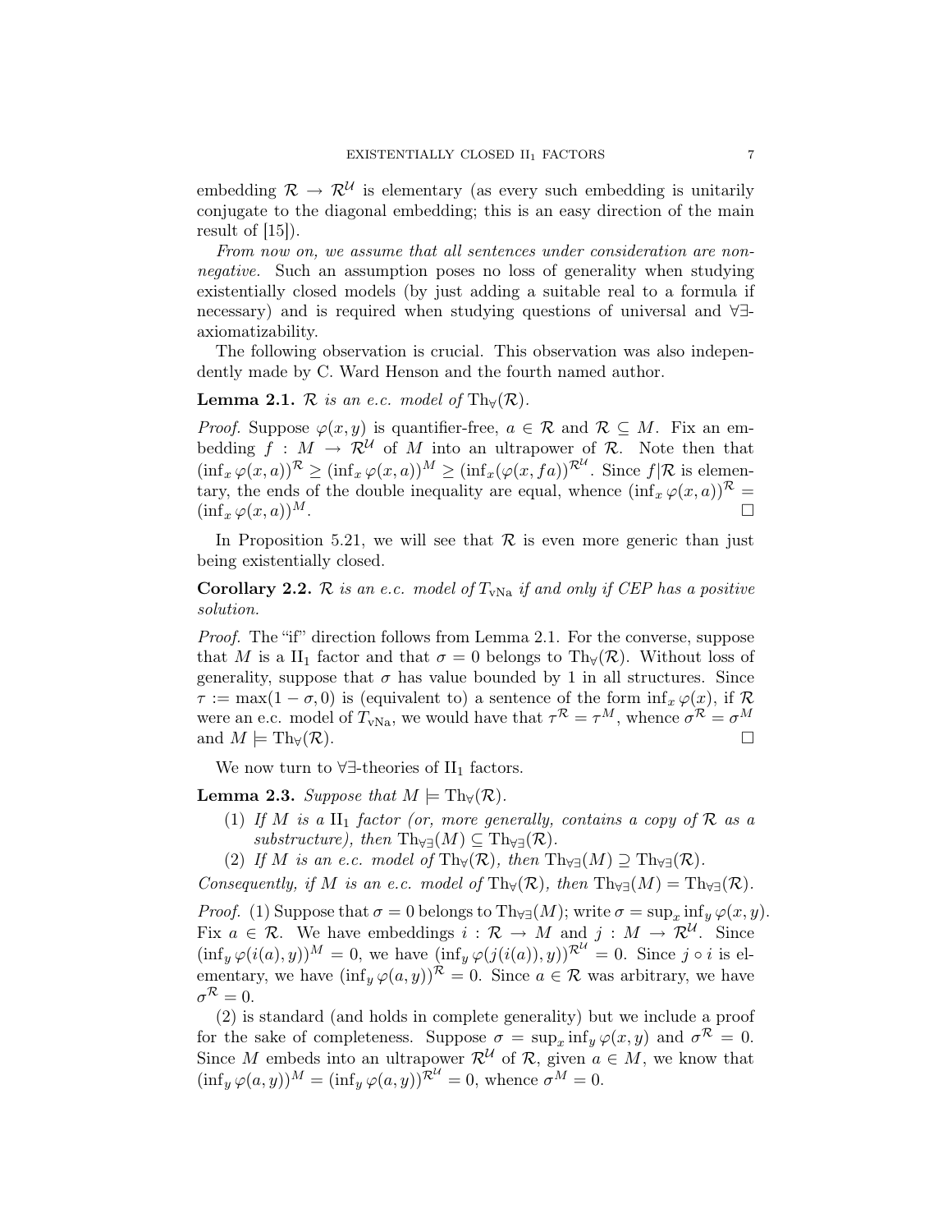embedding $\mathcal{R} \to \mathcal{R}^{\mathcal{U}}$ is elementary (as every such embedding is unitarily conjugate to the diagonal embedding; this is an easy direction of the main result of [15]).

*From now on, we assume that all sentences under consideration are nonnegative.* Such an assumption poses no loss of generality when studying existentially closed models (by just adding a suitable real to a formula if necessary) and is required when studying questions of universal and $\forall\exists$-axiomatizability.

The following observation is crucial. This observation was also independently made by C. Ward Henson and the fourth named author.

**Lemma 2.1.** *$\mathcal{R}$ is an e.c. model of $\mathrm{Th}_\forall(\mathcal{R})$.*

*Proof.* Suppose $\varphi(x, y)$ is quantifier-free, $a \in \mathcal{R}$ and $\mathcal{R} \subseteq M$. Fix an embedding $f : M \to \mathcal{R}^{\mathcal{U}}$ of $M$ into an ultrapower of $\mathcal{R}$. Note then that $(\inf_x \varphi(x, a))^{\mathcal{R}} \geq (\inf_x \varphi(x, a))^M \geq (\inf_x(\varphi(x, fa))^{\mathcal{R}^{\mathcal{U}}}$. Since $f|\mathcal{R}$ is elementary, the ends of the double inequality are equal, whence $(\inf_x \varphi(x, a))^{\mathcal{R}} = (\inf_x \varphi(x, a))^M$. $\square$

In Proposition 5.21, we will see that $\mathcal{R}$ is even more generic than just being existentially closed.

**Corollary 2.2.** *$\mathcal{R}$ is an e.c. model of $T_{\mathrm{vNa}}$ if and only if CEP has a positive solution.*

*Proof.* The "if" direction follows from Lemma 2.1. For the converse, suppose that $M$ is a $\mathrm{II}_1$ factor and that $\sigma = 0$ belongs to $\mathrm{Th}_\forall(\mathcal{R})$. Without loss of generality, suppose that $\sigma$ has value bounded by 1 in all structures. Since $\tau := \max(1 - \sigma, 0)$ is (equivalent to) a sentence of the form $\inf_x \varphi(x)$, if $\mathcal{R}$ were an e.c. model of $T_{\mathrm{vNa}}$, we would have that $\tau^{\mathcal{R}} = \tau^M$, whence $\sigma^{\mathcal{R}} = \sigma^M$ and $M \models \mathrm{Th}_\forall(\mathcal{R})$. $\square$

We now turn to $\forall\exists$-theories of $\mathrm{II}_1$ factors.

**Lemma 2.3.** *Suppose that $M \models \mathrm{Th}_\forall(\mathcal{R})$.*

1. *If $M$ is a $\mathrm{II}_1$ factor (or, more generally, contains a copy of $\mathcal{R}$ as a substructure), then $\mathrm{Th}_{\forall\exists}(M) \subseteq \mathrm{Th}_{\forall\exists}(\mathcal{R})$.*
2. *If $M$ is an e.c. model of $\mathrm{Th}_\forall(\mathcal{R})$, then $\mathrm{Th}_{\forall\exists}(M) \supseteq \mathrm{Th}_{\forall\exists}(\mathcal{R})$.*

*Consequently, if $M$ is an e.c. model of $\mathrm{Th}_\forall(\mathcal{R})$, then $\mathrm{Th}_{\forall\exists}(M) = \mathrm{Th}_{\forall\exists}(\mathcal{R})$.*

*Proof.* (1) Suppose that $\sigma = 0$ belongs to $\mathrm{Th}_{\forall\exists}(M)$; write $\sigma = \sup_x \inf_y \varphi(x, y)$. Fix $a \in \mathcal{R}$. We have embeddings $i : \mathcal{R} \to M$ and $j : M \to \mathcal{R}^{\mathcal{U}}$. Since $(\inf_y \varphi(i(a), y))^M = 0$, we have $(\inf_y \varphi(j(i(a)), y))^{\mathcal{R}^{\mathcal{U}}} = 0$. Since $j \circ i$ is elementary, we have $(\inf_y \varphi(a, y))^{\mathcal{R}} = 0$. Since $a \in \mathcal{R}$ was arbitrary, we have $\sigma^{\mathcal{R}} = 0$.

(2) is standard (and holds in complete generality) but we include a proof for the sake of completeness. Suppose $\sigma = \sup_x \inf_y \varphi(x, y)$ and $\sigma^{\mathcal{R}} = 0$. Since $M$ embeds into an ultrapower $\mathcal{R}^{\mathcal{U}}$ of $\mathcal{R}$, given $a \in M$, we know that $(\inf_y \varphi(a, y))^M = (\inf_y \varphi(a, y))^{\mathcal{R}^{\mathcal{U}}} = 0$, whence $\sigma^M = 0$.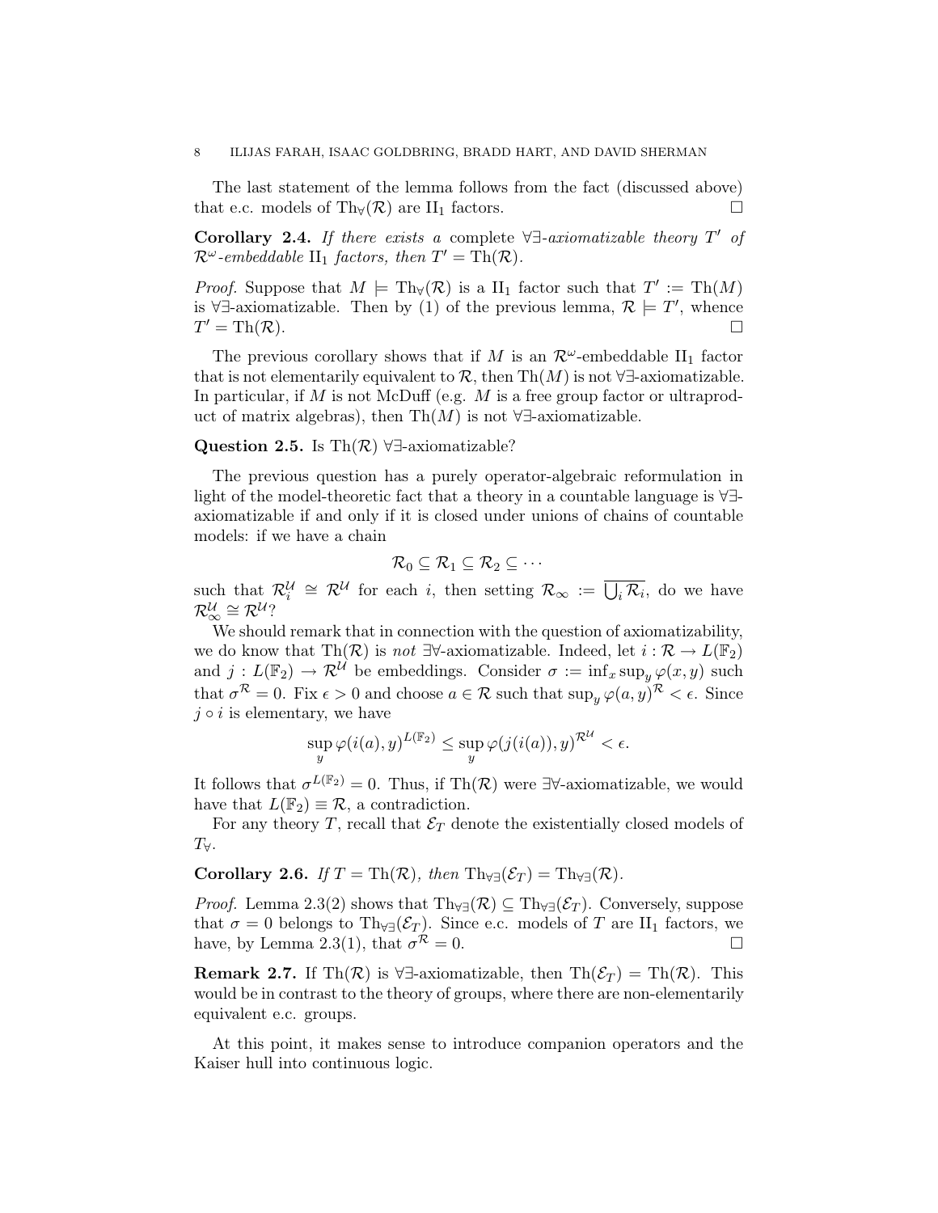The last statement of the lemma follows from the fact (discussed above) that e.c. models of $\mathrm{Th}_{\forall}(\mathcal{R})$ are $\mathrm{II}_1$ factors. $\square$

**Corollary 2.4.** *If there exists a* complete $\forall\exists$*-axiomatizable theory* $T'$ *of* $\mathcal{R}^\omega$*-embeddable* $\mathrm{II}_1$ *factors, then* $T' = \mathrm{Th}(\mathcal{R})$.

*Proof.* Suppose that $M \models \mathrm{Th}_{\forall}(\mathcal{R})$ is a $\mathrm{II}_1$ factor such that $T' := \mathrm{Th}(M)$ is $\forall\exists$-axiomatizable. Then by (1) of the previous lemma, $\mathcal{R} \models T'$, whence $T' = \mathrm{Th}(\mathcal{R})$. $\square$

The previous corollary shows that if $M$ is an $\mathcal{R}^\omega$-embeddable $\mathrm{II}_1$ factor that is not elementarily equivalent to $\mathcal{R}$, then $\mathrm{Th}(M)$ is not $\forall\exists$-axiomatizable. In particular, if $M$ is not McDuff (e.g. $M$ is a free group factor or ultraproduct of matrix algebras), then $\mathrm{Th}(M)$ is not $\forall\exists$-axiomatizable.

**Question 2.5.** Is $\mathrm{Th}(\mathcal{R})$ $\forall\exists$-axiomatizable?

The previous question has a purely operator-algebraic reformulation in light of the model-theoretic fact that a theory in a countable language is $\forall\exists$-axiomatizable if and only if it is closed under unions of chains of countable models: if we have a chain

$$\mathcal{R}_0 \subseteq \mathcal{R}_1 \subseteq \mathcal{R}_2 \subseteq \cdots$$

such that $\mathcal{R}_i^{\mathcal{U}} \cong \mathcal{R}^{\mathcal{U}}$ for each $i$, then setting $\mathcal{R}_\infty := \overline{\bigcup_i \mathcal{R}_i}$, do we have $\mathcal{R}_\infty^{\mathcal{U}} \cong \mathcal{R}^{\mathcal{U}}$?

We should remark that in connection with the question of axiomatizability, we do know that $\mathrm{Th}(\mathcal{R})$ is *not* $\exists\forall$-axiomatizable. Indeed, let $i : \mathcal{R} \to L(\mathbb{F}_2)$ and $j : L(\mathbb{F}_2) \to \mathcal{R}^{\mathcal{U}}$ be embeddings. Consider $\sigma := \inf_x \sup_y \varphi(x, y)$ such that $\sigma^{\mathcal{R}} = 0$. Fix $\epsilon > 0$ and choose $a \in \mathcal{R}$ such that $\sup_y \varphi(a, y)^{\mathcal{R}} < \epsilon$. Since $j \circ i$ is elementary, we have

$$\sup_y \varphi(i(a), y)^{L(\mathbb{F}_2)} \leq \sup_y \varphi(j(i(a)), y)^{\mathcal{R}^{\mathcal{U}}} < \epsilon.$$

It follows that $\sigma^{L(\mathbb{F}_2)} = 0$. Thus, if $\mathrm{Th}(\mathcal{R})$ were $\exists\forall$-axiomatizable, we would have that $L(\mathbb{F}_2) \equiv \mathcal{R}$, a contradiction.

For any theory $T$, recall that $\mathcal{E}_T$ denote the existentially closed models of $T_\forall$.

**Corollary 2.6.** *If* $T = \mathrm{Th}(\mathcal{R})$*, then* $\mathrm{Th}_{\forall\exists}(\mathcal{E}_T) = \mathrm{Th}_{\forall\exists}(\mathcal{R})$.

*Proof.* Lemma 2.3(2) shows that $\mathrm{Th}_{\forall\exists}(\mathcal{R}) \subseteq \mathrm{Th}_{\forall\exists}(\mathcal{E}_T)$. Conversely, suppose that $\sigma = 0$ belongs to $\mathrm{Th}_{\forall\exists}(\mathcal{E}_T)$. Since e.c. models of $T$ are $\mathrm{II}_1$ factors, we have, by Lemma 2.3(1), that $\sigma^{\mathcal{R}} = 0$. $\square$

**Remark 2.7.** If $\mathrm{Th}(\mathcal{R})$ is $\forall\exists$-axiomatizable, then $\mathrm{Th}(\mathcal{E}_T) = \mathrm{Th}(\mathcal{R})$. This would be in contrast to the theory of groups, where there are non-elementarily equivalent e.c. groups.

At this point, it makes sense to introduce companion operators and the Kaiser hull into continuous logic.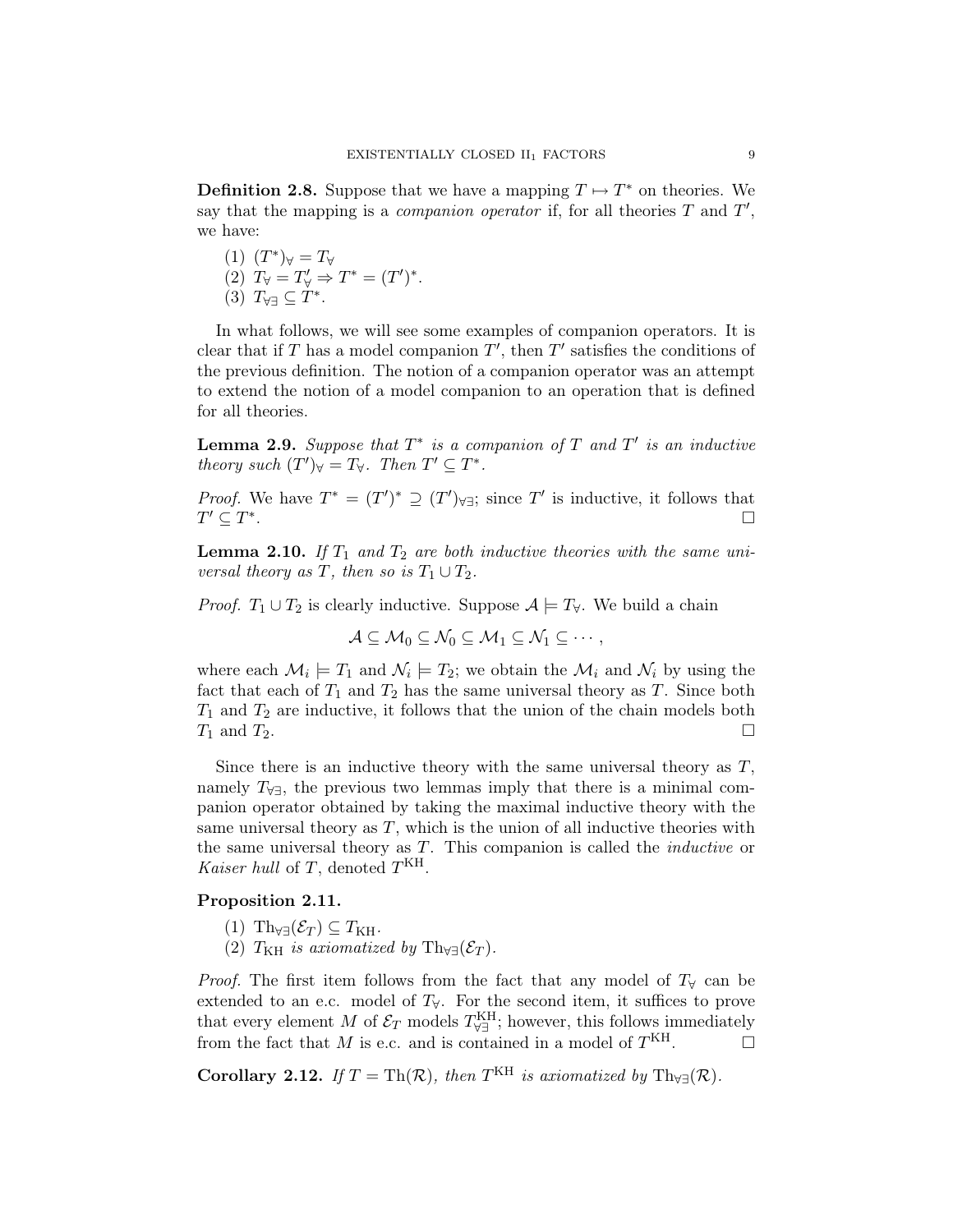**Definition 2.8.** Suppose that we have a mapping $T \mapsto T^*$ on theories. We say that the mapping is a *companion operator* if, for all theories $T$ and $T'$, we have:

1. $(T^*)_\forall = T_\forall$
2. $T_\forall = T'_\forall \Rightarrow T^* = (T')^*$.
3. $T_{\forall\exists} \subseteq T^*$.

In what follows, we will see some examples of companion operators. It is clear that if $T$ has a model companion $T'$, then $T'$ satisfies the conditions of the previous definition. The notion of a companion operator was an attempt to extend the notion of a model companion to an operation that is defined for all theories.

**Lemma 2.9.** *Suppose that $T^*$ is a companion of $T$ and $T'$ is an inductive theory such $(T')_\forall = T_\forall$. Then $T' \subseteq T^*$.*

*Proof.* We have $T^* = (T')^* \supseteq (T')_{\forall\exists}$; since $T'$ is inductive, it follows that $T' \subseteq T^*$. □

**Lemma 2.10.** *If $T_1$ and $T_2$ are both inductive theories with the same universal theory as $T$, then so is $T_1 \cup T_2$.*

*Proof.* $T_1 \cup T_2$ is clearly inductive. Suppose $\mathcal{A} \models T_\forall$. We build a chain

$$\mathcal{A} \subseteq \mathcal{M}_0 \subseteq \mathcal{N}_0 \subseteq \mathcal{M}_1 \subseteq \mathcal{N}_1 \subseteq \cdots,$$

where each $\mathcal{M}_i \models T_1$ and $\mathcal{N}_i \models T_2$; we obtain the $\mathcal{M}_i$ and $\mathcal{N}_i$ by using the fact that each of $T_1$ and $T_2$ has the same universal theory as $T$. Since both $T_1$ and $T_2$ are inductive, it follows that the union of the chain models both $T_1$ and $T_2$. □

Since there is an inductive theory with the same universal theory as $T$, namely $T_{\forall\exists}$, the previous two lemmas imply that there is a minimal companion operator obtained by taking the maximal inductive theory with the same universal theory as $T$, which is the union of all inductive theories with the same universal theory as $T$. This companion is called the *inductive* or *Kaiser hull* of $T$, denoted $T^{\mathrm{KH}}$.

**Proposition 2.11.**

1. $\mathrm{Th}_{\forall\exists}(\mathcal{E}_T) \subseteq T_{\mathrm{KH}}$.
2. $T_{\mathrm{KH}}$ *is axiomatized by* $\mathrm{Th}_{\forall\exists}(\mathcal{E}_T)$.

*Proof.* The first item follows from the fact that any model of $T_\forall$ can be extended to an e.c. model of $T_\forall$. For the second item, it suffices to prove that every element $M$ of $\mathcal{E}_T$ models $T^{\mathrm{KH}}_{\forall\exists}$; however, this follows immediately from the fact that $M$ is e.c. and is contained in a model of $T^{\mathrm{KH}}$. □

**Corollary 2.12.** *If $T = \mathrm{Th}(\mathcal{R})$, then $T^{\mathrm{KH}}$ is axiomatized by $\mathrm{Th}_{\forall\exists}(\mathcal{R})$.*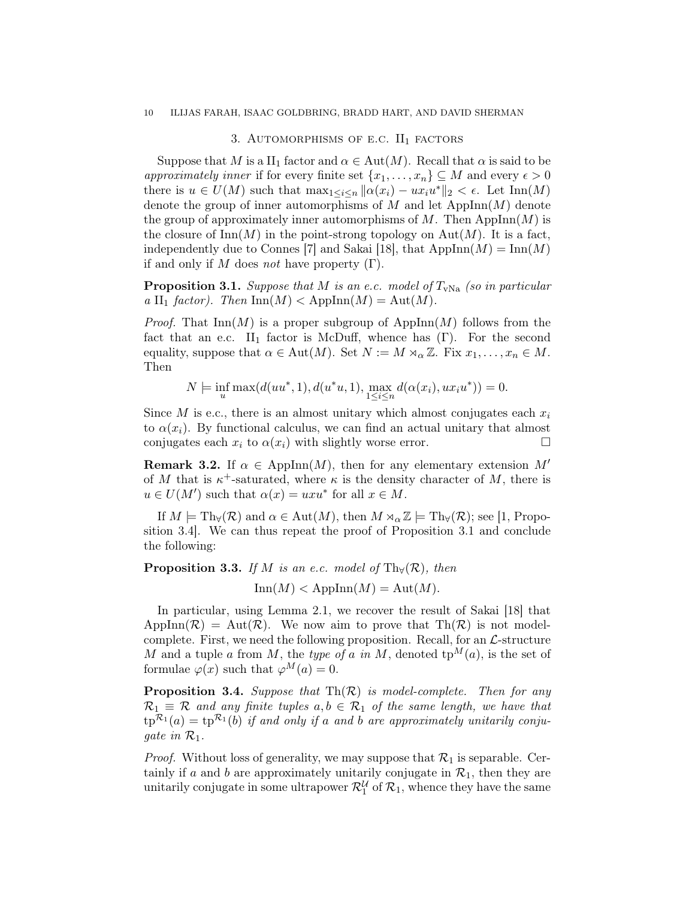## 3. Automorphisms of e.c. $\mathrm{II}_1$ factors

Suppose that $M$ is a $\mathrm{II}_1$ factor and $\alpha \in \mathrm{Aut}(M)$. Recall that $\alpha$ is said to be *approximately inner* if for every finite set $\{x_1, \ldots, x_n\} \subseteq M$ and every $\epsilon > 0$ there is $u \in U(M)$ such that $\max_{1 \le i \le n} \|\alpha(x_i) - u x_i u^*\|_2 < \epsilon$. Let $\mathrm{Inn}(M)$ denote the group of inner automorphisms of $M$ and let $\mathrm{AppInn}(M)$ denote the group of approximately inner automorphisms of $M$. Then $\mathrm{AppInn}(M)$ is the closure of $\mathrm{Inn}(M)$ in the point-strong topology on $\mathrm{Aut}(M)$. It is a fact, independently due to Connes [7] and Sakai [18], that $\mathrm{AppInn}(M) = \mathrm{Inn}(M)$ if and only if $M$ does *not* have property $(\Gamma)$.

**Proposition 3.1.** *Suppose that $M$ is an e.c. model of $T_{\mathrm{vNa}}$ (so in particular a $\mathrm{II}_1$ factor). Then $\mathrm{Inn}(M) < \mathrm{AppInn}(M) = \mathrm{Aut}(M)$.*

*Proof.* That $\mathrm{Inn}(M)$ is a proper subgroup of $\mathrm{AppInn}(M)$ follows from the fact that an e.c. $\mathrm{II}_1$ factor is McDuff, whence has $(\Gamma)$. For the second equality, suppose that $\alpha \in \mathrm{Aut}(M)$. Set $N := M \rtimes_\alpha \mathbb{Z}$. Fix $x_1, \ldots, x_n \in M$. Then

$$N \models \inf_u \max(d(uu^*, 1), d(u^*u, 1), \max_{1 \le i \le n} d(\alpha(x_i), u x_i u^*)) = 0.$$

Since $M$ is e.c., there is an almost unitary which almost conjugates each $x_i$ to $\alpha(x_i)$. By functional calculus, we can find an actual unitary that almost conjugates each $x_i$ to $\alpha(x_i)$ with slightly worse error. $\square$

**Remark 3.2.** If $\alpha \in \mathrm{AppInn}(M)$, then for any elementary extension $M'$ of $M$ that is $\kappa^+$-saturated, where $\kappa$ is the density character of $M$, there is $u \in U(M')$ such that $\alpha(x) = u x u^*$ for all $x \in M$.

If $M \models \mathrm{Th}_\forall(\mathcal{R})$ and $\alpha \in \mathrm{Aut}(M)$, then $M \rtimes_\alpha \mathbb{Z} \models \mathrm{Th}_\forall(\mathcal{R})$; see [1, Proposition 3.4]. We can thus repeat the proof of Proposition 3.1 and conclude the following:

**Proposition 3.3.** *If $M$ is an e.c. model of $\mathrm{Th}_\forall(\mathcal{R})$, then*

$$\mathrm{Inn}(M) < \mathrm{AppInn}(M) = \mathrm{Aut}(M).$$

In particular, using Lemma 2.1, we recover the result of Sakai [18] that $\mathrm{AppInn}(\mathcal{R}) = \mathrm{Aut}(\mathcal{R})$. We now aim to prove that $\mathrm{Th}(\mathcal{R})$ is not model-complete. First, we need the following proposition. Recall, for an $\mathcal{L}$-structure $M$ and a tuple $a$ from $M$, the *type of $a$ in $M$*, denoted $\mathrm{tp}^M(a)$, is the set of formulae $\varphi(x)$ such that $\varphi^M(a) = 0$.

**Proposition 3.4.** *Suppose that $\mathrm{Th}(\mathcal{R})$ is model-complete. Then for any $\mathcal{R}_1 \equiv \mathcal{R}$ and any finite tuples $a, b \in \mathcal{R}_1$ of the same length, we have that $\mathrm{tp}^{\mathcal{R}_1}(a) = \mathrm{tp}^{\mathcal{R}_1}(b)$ if and only if $a$ and $b$ are approximately unitarily conjugate in $\mathcal{R}_1$.*

*Proof.* Without loss of generality, we may suppose that $\mathcal{R}_1$ is separable. Certainly if $a$ and $b$ are approximately unitarily conjugate in $\mathcal{R}_1$, then they are unitarily conjugate in some ultrapower $\mathcal{R}_1^{\mathcal{U}}$ of $\mathcal{R}_1$, whence they have the same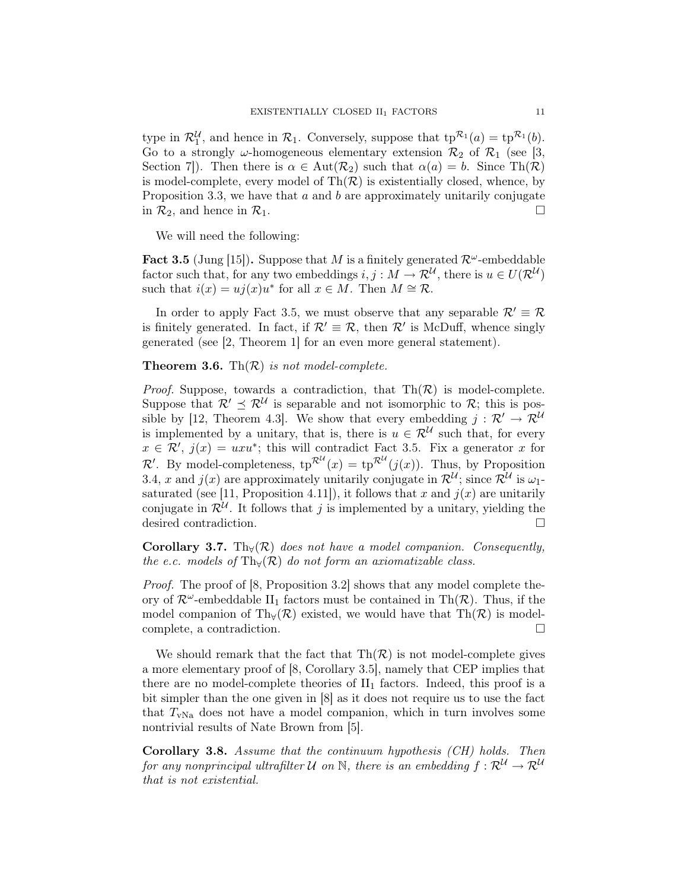type in $\mathcal{R}_1^{\mathcal{U}}$, and hence in $\mathcal{R}_1$. Conversely, suppose that $\mathrm{tp}^{\mathcal{R}_1}(a) = \mathrm{tp}^{\mathcal{R}_1}(b)$. Go to a strongly $\omega$-homogeneous elementary extension $\mathcal{R}_2$ of $\mathcal{R}_1$ (see [3, Section 7]). Then there is $\alpha \in \mathrm{Aut}(\mathcal{R}_2)$ such that $\alpha(a) = b$. Since $\mathrm{Th}(\mathcal{R})$ is model-complete, every model of $\mathrm{Th}(\mathcal{R})$ is existentially closed, whence, by Proposition 3.3, we have that $a$ and $b$ are approximately unitarily conjugate in $\mathcal{R}_2$, and hence in $\mathcal{R}_1$. $\square$

We will need the following:

**Fact 3.5** (Jung [15])**.** Suppose that $M$ is a finitely generated $\mathcal{R}^\omega$-embeddable factor such that, for any two embeddings $i, j : M \to \mathcal{R}^{\mathcal{U}}$, there is $u \in U(\mathcal{R}^{\mathcal{U}})$ such that $i(x) = uj(x)u^*$ for all $x \in M$. Then $M \cong \mathcal{R}$.

In order to apply Fact 3.5, we must observe that any separable $\mathcal{R}' \equiv \mathcal{R}$ is finitely generated. In fact, if $\mathcal{R}' \equiv \mathcal{R}$, then $\mathcal{R}'$ is McDuff, whence singly generated (see [2, Theorem 1] for an even more general statement).

**Theorem 3.6.** *$\mathrm{Th}(\mathcal{R})$ is not model-complete.*

*Proof.* Suppose, towards a contradiction, that $\mathrm{Th}(\mathcal{R})$ is model-complete. Suppose that $\mathcal{R}' \preceq \mathcal{R}^{\mathcal{U}}$ is separable and not isomorphic to $\mathcal{R}$; this is possible by [12, Theorem 4.3]. We show that every embedding $j : \mathcal{R}' \to \mathcal{R}^{\mathcal{U}}$ is implemented by a unitary, that is, there is $u \in \mathcal{R}^{\mathcal{U}}$ such that, for every $x \in \mathcal{R}'$, $j(x) = uxu^*$; this will contradict Fact 3.5. Fix a generator $x$ for $\mathcal{R}'$. By model-completeness, $\mathrm{tp}^{\mathcal{R}^{\mathcal{U}}}(x) = \mathrm{tp}^{\mathcal{R}^{\mathcal{U}}}(j(x))$. Thus, by Proposition 3.4, $x$ and $j(x)$ are approximately unitarily conjugate in $\mathcal{R}^{\mathcal{U}}$; since $\mathcal{R}^{\mathcal{U}}$ is $\omega_1$-saturated (see [11, Proposition 4.11]), it follows that $x$ and $j(x)$ are unitarily conjugate in $\mathcal{R}^{\mathcal{U}}$. It follows that $j$ is implemented by a unitary, yielding the desired contradiction. $\square$

**Corollary 3.7.** *$\mathrm{Th}_\forall(\mathcal{R})$ does not have a model companion. Consequently, the e.c. models of $\mathrm{Th}_\forall(\mathcal{R})$ do not form an axiomatizable class.*

*Proof.* The proof of [8, Proposition 3.2] shows that any model complete theory of $\mathcal{R}^\omega$-embeddable $\mathrm{II}_1$ factors must be contained in $\mathrm{Th}(\mathcal{R})$. Thus, if the model companion of $\mathrm{Th}_\forall(\mathcal{R})$ existed, we would have that $\mathrm{Th}(\mathcal{R})$ is model-complete, a contradiction. $\square$

We should remark that the fact that $\mathrm{Th}(\mathcal{R})$ is not model-complete gives a more elementary proof of [8, Corollary 3.5], namely that CEP implies that there are no model-complete theories of $\mathrm{II}_1$ factors. Indeed, this proof is a bit simpler than the one given in [8] as it does not require us to use the fact that $T_{\mathrm{vNa}}$ does not have a model companion, which in turn involves some nontrivial results of Nate Brown from [5].

**Corollary 3.8.** *Assume that the continuum hypothesis (CH) holds. Then for any nonprincipal ultrafilter $\mathcal{U}$ on $\mathbb{N}$, there is an embedding $f : \mathcal{R}^{\mathcal{U}} \to \mathcal{R}^{\mathcal{U}}$ that is not existential.*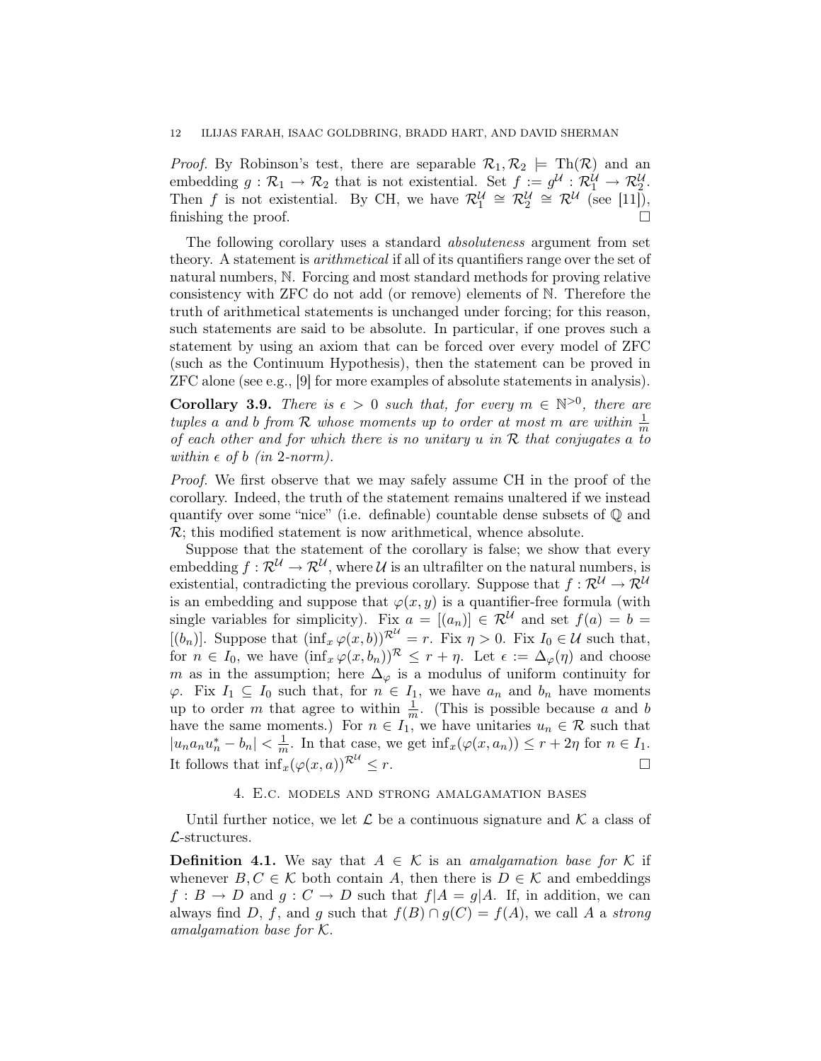*Proof.* By Robinson's test, there are separable $\mathcal{R}_1, \mathcal{R}_2 \models \mathrm{Th}(\mathcal{R})$ and an embedding $g : \mathcal{R}_1 \to \mathcal{R}_2$ that is not existential. Set $f := g^{\mathcal{U}} : \mathcal{R}_1^{\mathcal{U}} \to \mathcal{R}_2^{\mathcal{U}}$. Then $f$ is not existential. By CH, we have $\mathcal{R}_1^{\mathcal{U}} \cong \mathcal{R}_2^{\mathcal{U}} \cong \mathcal{R}^{\mathcal{U}}$ (see [11]), finishing the proof. □

The following corollary uses a standard *absoluteness* argument from set theory. A statement is *arithmetical* if all of its quantifiers range over the set of natural numbers, $\mathbb{N}$. Forcing and most standard methods for proving relative consistency with ZFC do not add (or remove) elements of $\mathbb{N}$. Therefore the truth of arithmetical statements is unchanged under forcing; for this reason, such statements are said to be absolute. In particular, if one proves such a statement by using an axiom that can be forced over every model of ZFC (such as the Continuum Hypothesis), then the statement can be proved in ZFC alone (see e.g., [9] for more examples of absolute statements in analysis).

**Corollary 3.9.** *There is $\epsilon > 0$ such that, for every $m \in \mathbb{N}^{>0}$, there are tuples $a$ and $b$ from $\mathcal{R}$ whose moments up to order at most $m$ are within $\frac{1}{m}$ of each other and for which there is no unitary $u$ in $\mathcal{R}$ that conjugates $a$ to within $\epsilon$ of $b$ (in 2-norm).*

*Proof.* We first observe that we may safely assume CH in the proof of the corollary. Indeed, the truth of the statement remains unaltered if we instead quantify over some "nice" (i.e. definable) countable dense subsets of $\mathbb{Q}$ and $\mathcal{R}$; this modified statement is now arithmetical, whence absolute.

Suppose that the statement of the corollary is false; we show that every embedding $f : \mathcal{R}^{\mathcal{U}} \to \mathcal{R}^{\mathcal{U}}$, where $\mathcal{U}$ is an ultrafilter on the natural numbers, is existential, contradicting the previous corollary. Suppose that $f : \mathcal{R}^{\mathcal{U}} \to \mathcal{R}^{\mathcal{U}}$ is an embedding and suppose that $\varphi(x, y)$ is a quantifier-free formula (with single variables for simplicity). Fix $a = [(a_n)] \in \mathcal{R}^{\mathcal{U}}$ and set $f(a) = b = [(b_n)]$. Suppose that $(\inf_x \varphi(x, b))^{\mathcal{R}^{\mathcal{U}}} = r$. Fix $\eta > 0$. Fix $I_0 \in \mathcal{U}$ such that, for $n \in I_0$, we have $(\inf_x \varphi(x, b_n))^{\mathcal{R}} \leq r + \eta$. Let $\epsilon := \Delta_\varphi(\eta)$ and choose $m$ as in the assumption; here $\Delta_\varphi$ is a modulus of uniform continuity for $\varphi$. Fix $I_1 \subseteq I_0$ such that, for $n \in I_1$, we have $a_n$ and $b_n$ have moments up to order $m$ that agree to within $\frac{1}{m}$. (This is possible because $a$ and $b$ have the same moments.) For $n \in I_1$, we have unitaries $u_n \in \mathcal{R}$ such that $|u_n a_n u_n^* - b_n| < \frac{1}{m}$. In that case, we get $\inf_x(\varphi(x, a_n)) \leq r + 2\eta$ for $n \in I_1$. It follows that $\inf_x(\varphi(x, a))^{\mathcal{R}^{\mathcal{U}}} \leq r$. □

## 4. E.c. models and strong amalgamation bases

Until further notice, we let $\mathcal{L}$ be a continuous signature and $\mathcal{K}$ a class of $\mathcal{L}$-structures.

**Definition 4.1.** We say that $A \in \mathcal{K}$ is an *amalgamation base for* $\mathcal{K}$ if whenever $B, C \in \mathcal{K}$ both contain $A$, then there is $D \in \mathcal{K}$ and embeddings $f : B \to D$ and $g : C \to D$ such that $f|A = g|A$. If, in addition, we can always find $D$, $f$, and $g$ such that $f(B) \cap g(C) = f(A)$, we call $A$ a *strong amalgamation base for* $\mathcal{K}$.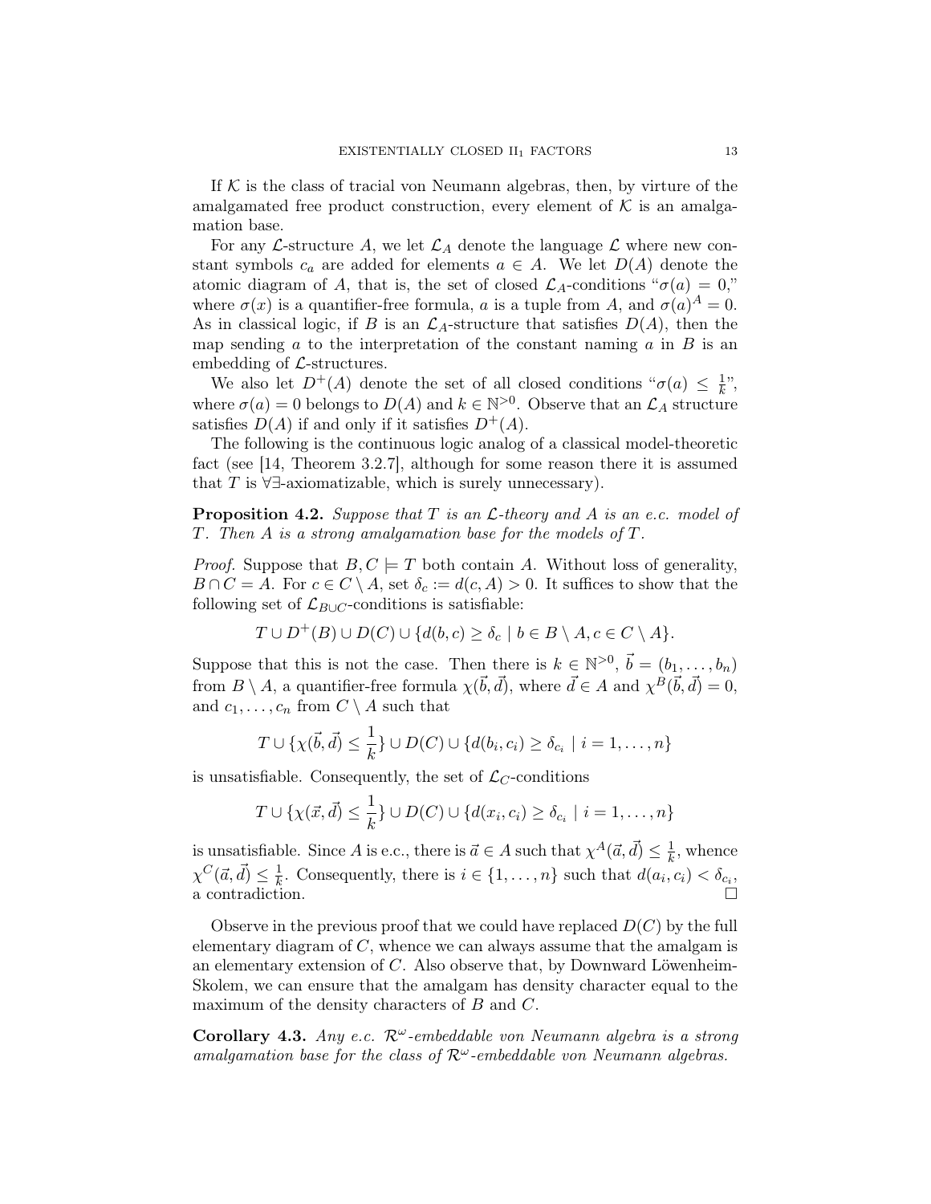If $\mathcal{K}$ is the class of tracial von Neumann algebras, then, by virture of the amalgamated free product construction, every element of $\mathcal{K}$ is an amalgamation base.

For any $\mathcal{L}$-structure $A$, we let $\mathcal{L}_A$ denote the language $\mathcal{L}$ where new constant symbols $c_a$ are added for elements $a \in A$. We let $D(A)$ denote the atomic diagram of $A$, that is, the set of closed $\mathcal{L}_A$-conditions "$\sigma(a) = 0$," where $\sigma(x)$ is a quantifier-free formula, $a$ is a tuple from $A$, and $\sigma(a)^A = 0$. As in classical logic, if $B$ is an $\mathcal{L}_A$-structure that satisfies $D(A)$, then the map sending $a$ to the interpretation of the constant naming $a$ in $B$ is an embedding of $\mathcal{L}$-structures.

We also let $D^+(A)$ denote the set of all closed conditions "$\sigma(a) \leq \frac{1}{k}$", where $\sigma(a) = 0$ belongs to $D(A)$ and $k \in \mathbb{N}^{>0}$. Observe that an $\mathcal{L}_A$ structure satisfies $D(A)$ if and only if it satisfies $D^+(A)$.

The following is the continuous logic analog of a classical model-theoretic fact (see [14, Theorem 3.2.7], although for some reason there it is assumed that $T$ is $\forall\exists$-axiomatizable, which is surely unnecessary).

**Proposition 4.2.** *Suppose that $T$ is an $\mathcal{L}$-theory and $A$ is an e.c. model of $T$. Then $A$ is a strong amalgamation base for the models of $T$.*

*Proof.* Suppose that $B, C \models T$ both contain $A$. Without loss of generality, $B \cap C = A$. For $c \in C \setminus A$, set $\delta_c := d(c, A) > 0$. It suffices to show that the following set of $\mathcal{L}_{B\cup C}$-conditions is satisfiable:

$$T \cup D^+(B) \cup D(C) \cup \{d(b, c) \geq \delta_c \mid b \in B \setminus A, c \in C \setminus A\}.$$

Suppose that this is not the case. Then there is $k \in \mathbb{N}^{>0}$, $\vec{b} = (b_1, \ldots, b_n)$ from $B \setminus A$, a quantifier-free formula $\chi(\vec{b}, \vec{d})$, where $\vec{d} \in A$ and $\chi^B(\vec{b}, \vec{d}) = 0$, and $c_1, \ldots, c_n$ from $C \setminus A$ such that

$$T \cup \{\chi(\vec{b}, \vec{d}) \leq \frac{1}{k}\} \cup D(C) \cup \{d(b_i, c_i) \geq \delta_{c_i} \mid i = 1, \ldots, n\}$$

is unsatisfiable. Consequently, the set of $\mathcal{L}_C$-conditions

$$T \cup \{\chi(\vec{x}, \vec{d}) \leq \frac{1}{k}\} \cup D(C) \cup \{d(x_i, c_i) \geq \delta_{c_i} \mid i = 1, \ldots, n\}$$

is unsatisfiable. Since $A$ is e.c., there is $\vec{a} \in A$ such that $\chi^A(\vec{a}, \vec{d}) \leq \frac{1}{k}$, whence $\chi^C(\vec{a}, \vec{d}) \leq \frac{1}{k}$. Consequently, there is $i \in \{1, \ldots, n\}$ such that $d(a_i, c_i) < \delta_{c_i}$, a contradiction. □

Observe in the previous proof that we could have replaced $D(C)$ by the full elementary diagram of $C$, whence we can always assume that the amalgam is an elementary extension of $C$. Also observe that, by Downward Löwenheim-Skolem, we can ensure that the amalgam has density character equal to the maximum of the density characters of $B$ and $C$.

**Corollary 4.3.** *Any e.c. $\mathcal{R}^\omega$-embeddable von Neumann algebra is a strong amalgamation base for the class of $\mathcal{R}^\omega$-embeddable von Neumann algebras.*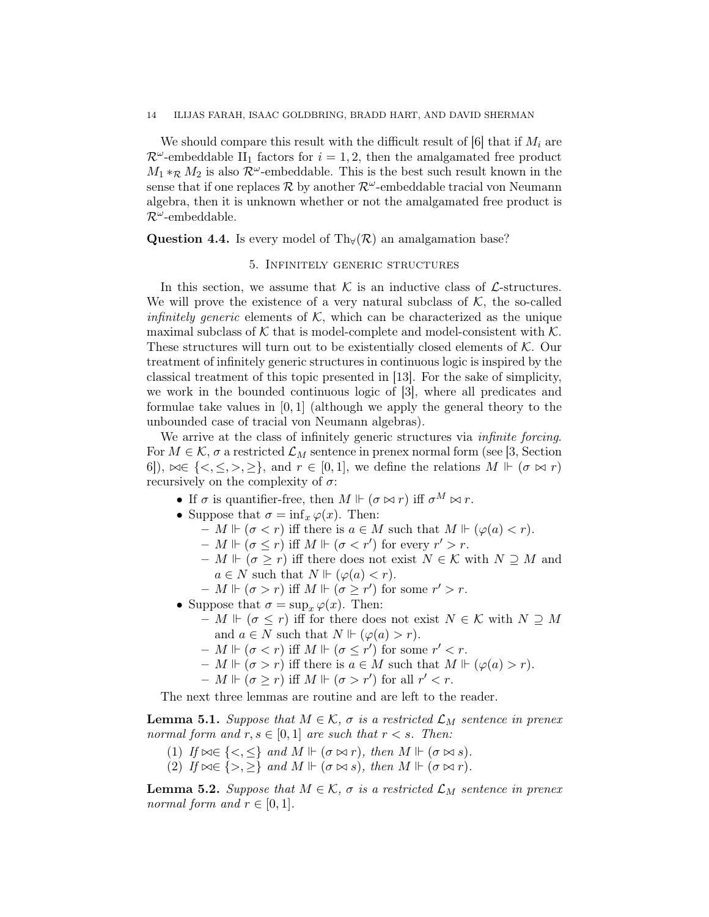We should compare this result with the difficult result of [6] that if $M_i$ are $\mathcal{R}^\omega$-embeddable II$_1$ factors for $i = 1, 2$, then the amalgamated free product $M_1 *_{\mathcal{R}} M_2$ is also $\mathcal{R}^\omega$-embeddable. This is the best such result known in the sense that if one replaces $\mathcal{R}$ by another $\mathcal{R}^\omega$-embeddable tracial von Neumann algebra, then it is unknown whether or not the amalgamated free product is $\mathcal{R}^\omega$-embeddable.

**Question 4.4.** Is every model of $\mathrm{Th}_\forall(\mathcal{R})$ an amalgamation base?

## 5. Infinitely generic structures

In this section, we assume that $\mathcal{K}$ is an inductive class of $\mathcal{L}$-structures. We will prove the existence of a very natural subclass of $\mathcal{K}$, the so-called *infinitely generic* elements of $\mathcal{K}$, which can be characterized as the unique maximal subclass of $\mathcal{K}$ that is model-complete and model-consistent with $\mathcal{K}$. These structures will turn out to be existentially closed elements of $\mathcal{K}$. Our treatment of infinitely generic structures in continuous logic is inspired by the classical treatment of this topic presented in [13]. For the sake of simplicity, we work in the bounded continuous logic of [3], where all predicates and formulae take values in $[0, 1]$ (although we apply the general theory to the unbounded case of tracial von Neumann algebras).

We arrive at the class of infinitely generic structures via *infinite forcing*. For $M \in \mathcal{K}$, $\sigma$ a restricted $\mathcal{L}_M$ sentence in prenex normal form (see [3, Section 6]), $\bowtie \in \{<, \leq, >, \geq\}$, and $r \in [0, 1]$, we define the relations $M \Vdash (\sigma \bowtie r)$ recursively on the complexity of $\sigma$:

- If $\sigma$ is quantifier-free, then $M \Vdash (\sigma \bowtie r)$ iff $\sigma^M \bowtie r$.
- Suppose that $\sigma = \inf_x \varphi(x)$. Then:
  - $M \Vdash (\sigma < r)$ iff there is $a \in M$ such that $M \Vdash (\varphi(a) < r)$.
  - $M \Vdash (\sigma \leq r)$ iff $M \Vdash (\sigma < r')$ for every $r' > r$.
  - $M \Vdash (\sigma \geq r)$ iff there does not exist $N \in \mathcal{K}$ with $N \supseteq M$ and $a \in N$ such that $N \Vdash (\varphi(a) < r)$.
  - $M \Vdash (\sigma > r)$ iff $M \Vdash (\sigma \geq r')$ for some $r' > r$.
- Suppose that $\sigma = \sup_x \varphi(x)$. Then:
  - $M \Vdash (\sigma \leq r)$ iff for there does not exist $N \in \mathcal{K}$ with $N \supseteq M$ and $a \in N$ such that $N \Vdash (\varphi(a) > r)$.
  - $M \Vdash (\sigma < r)$ iff $M \Vdash (\sigma \leq r')$ for some $r' < r$.
  - $M \Vdash (\sigma > r)$ iff there is $a \in M$ such that $M \Vdash (\varphi(a) > r)$.
  - $M \Vdash (\sigma \geq r)$ iff $M \Vdash (\sigma > r')$ for all $r' < r$.

The next three lemmas are routine and are left to the reader.

**Lemma 5.1.** *Suppose that $M \in \mathcal{K}$, $\sigma$ is a restricted $\mathcal{L}_M$ sentence in prenex normal form and $r, s \in [0, 1]$ are such that $r < s$. Then:*

1. *If $\bowtie \in \{<, \leq\}$ and $M \Vdash (\sigma \bowtie r)$, then $M \Vdash (\sigma \bowtie s)$.*
2. *If $\bowtie \in \{>, \geq\}$ and $M \Vdash (\sigma \bowtie s)$, then $M \Vdash (\sigma \bowtie r)$.*

**Lemma 5.2.** *Suppose that $M \in \mathcal{K}$, $\sigma$ is a restricted $\mathcal{L}_M$ sentence in prenex normal form and $r \in [0, 1]$.*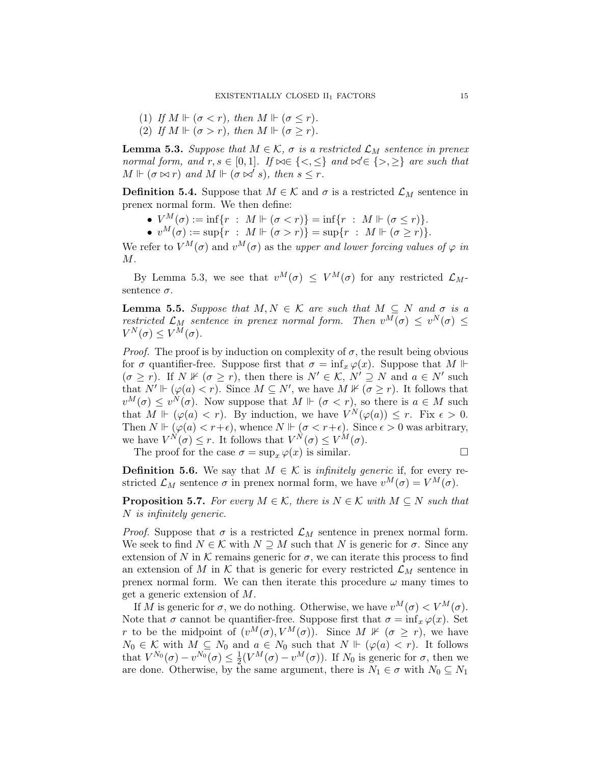(1) *If $M \Vdash (\sigma < r)$, then $M \Vdash (\sigma \leq r)$.*
(2) *If $M \Vdash (\sigma > r)$, then $M \Vdash (\sigma \geq r)$.*

**Lemma 5.3.** *Suppose that $M \in \mathcal{K}$, $\sigma$ is a restricted $\mathcal{L}_M$ sentence in prenex normal form, and $r, s \in [0,1]$. If $\bowtie \in \{<, \leq\}$ and $\bowtie' \in \{>, \geq\}$ are such that $M \Vdash (\sigma \bowtie r)$ and $M \Vdash (\sigma \bowtie' s)$, then $s \leq r$.*

**Definition 5.4.** Suppose that $M \in \mathcal{K}$ and $\sigma$ is a restricted $\mathcal{L}_M$ sentence in prenex normal form. We then define:

- $V^M(\sigma) := \inf\{r \ : \ M \Vdash (\sigma < r)\} = \inf\{r \ : \ M \Vdash (\sigma \leq r)\}$.
- $v^M(\sigma) := \sup\{r \ : \ M \Vdash (\sigma > r)\} = \sup\{r \ : \ M \Vdash (\sigma \geq r)\}$.

We refer to $V^M(\sigma)$ and $v^M(\sigma)$ as the *upper and lower forcing values of $\varphi$ in $M$*.

By Lemma 5.3, we see that $v^M(\sigma) \leq V^M(\sigma)$ for any restricted $\mathcal{L}_M$-sentence $\sigma$.

**Lemma 5.5.** *Suppose that $M, N \in \mathcal{K}$ are such that $M \subseteq N$ and $\sigma$ is a restricted $\mathcal{L}_M$ sentence in prenex normal form. Then $v^M(\sigma) \leq v^N(\sigma) \leq V^N(\sigma) \leq V^M(\sigma)$.*

*Proof.* The proof is by induction on complexity of $\sigma$, the result being obvious for $\sigma$ quantifier-free. Suppose first that $\sigma = \inf_x \varphi(x)$. Suppose that $M \Vdash (\sigma \geq r)$. If $N \nVdash (\sigma \geq r)$, then there is $N' \in \mathcal{K}$, $N' \supseteq N$ and $a \in N'$ such that $N' \Vdash (\varphi(a) < r)$. Since $M \subseteq N'$, we have $M \nVdash (\sigma \geq r)$. It follows that $v^M(\sigma) \leq v^N(\sigma)$. Now suppose that $M \Vdash (\sigma < r)$, so there is $a \in M$ such that $M \Vdash (\varphi(a) < r)$. By induction, we have $V^N(\varphi(a)) \leq r$. Fix $\epsilon > 0$. Then $N \Vdash (\varphi(a) < r+\epsilon)$, whence $N \Vdash (\sigma < r+\epsilon)$. Since $\epsilon > 0$ was arbitrary, we have $V^N(\sigma) \leq r$. It follows that $V^N(\sigma) \leq V^M(\sigma)$.

The proof for the case $\sigma = \sup_x \varphi(x)$ is similar. □

**Definition 5.6.** We say that $M \in \mathcal{K}$ is *infinitely generic* if, for every restricted $\mathcal{L}_M$ sentence $\sigma$ in prenex normal form, we have $v^M(\sigma) = V^M(\sigma)$.

**Proposition 5.7.** *For every $M \in \mathcal{K}$, there is $N \in \mathcal{K}$ with $M \subseteq N$ such that $N$ is infinitely generic.*

*Proof.* Suppose that $\sigma$ is a restricted $\mathcal{L}_M$ sentence in prenex normal form. We seek to find $N \in \mathcal{K}$ with $N \supseteq M$ such that $N$ is generic for $\sigma$. Since any extension of $N$ in $\mathcal{K}$ remains generic for $\sigma$, we can iterate this process to find an extension of $M$ in $\mathcal{K}$ that is generic for every restricted $\mathcal{L}_M$ sentence in prenex normal form. We can then iterate this procedure $\omega$ many times to get a generic extension of $M$.

If $M$ is generic for $\sigma$, we do nothing. Otherwise, we have $v^M(\sigma) < V^M(\sigma)$. Note that $\sigma$ cannot be quantifier-free. Suppose first that $\sigma = \inf_x \varphi(x)$. Set $r$ to be the midpoint of $(v^M(\sigma), V^M(\sigma))$. Since $M \nVdash (\sigma \geq r)$, we have $N_0 \in \mathcal{K}$ with $M \subseteq N_0$ and $a \in N_0$ such that $N \Vdash (\varphi(a) < r)$. It follows that $V^{N_0}(\sigma) - v^{N_0}(\sigma) \leq \frac{1}{2}(V^M(\sigma) - v^M(\sigma))$. If $N_0$ is generic for $\sigma$, then we are done. Otherwise, by the same argument, there is $N_1 \in \sigma$ with $N_0 \subseteq N_1$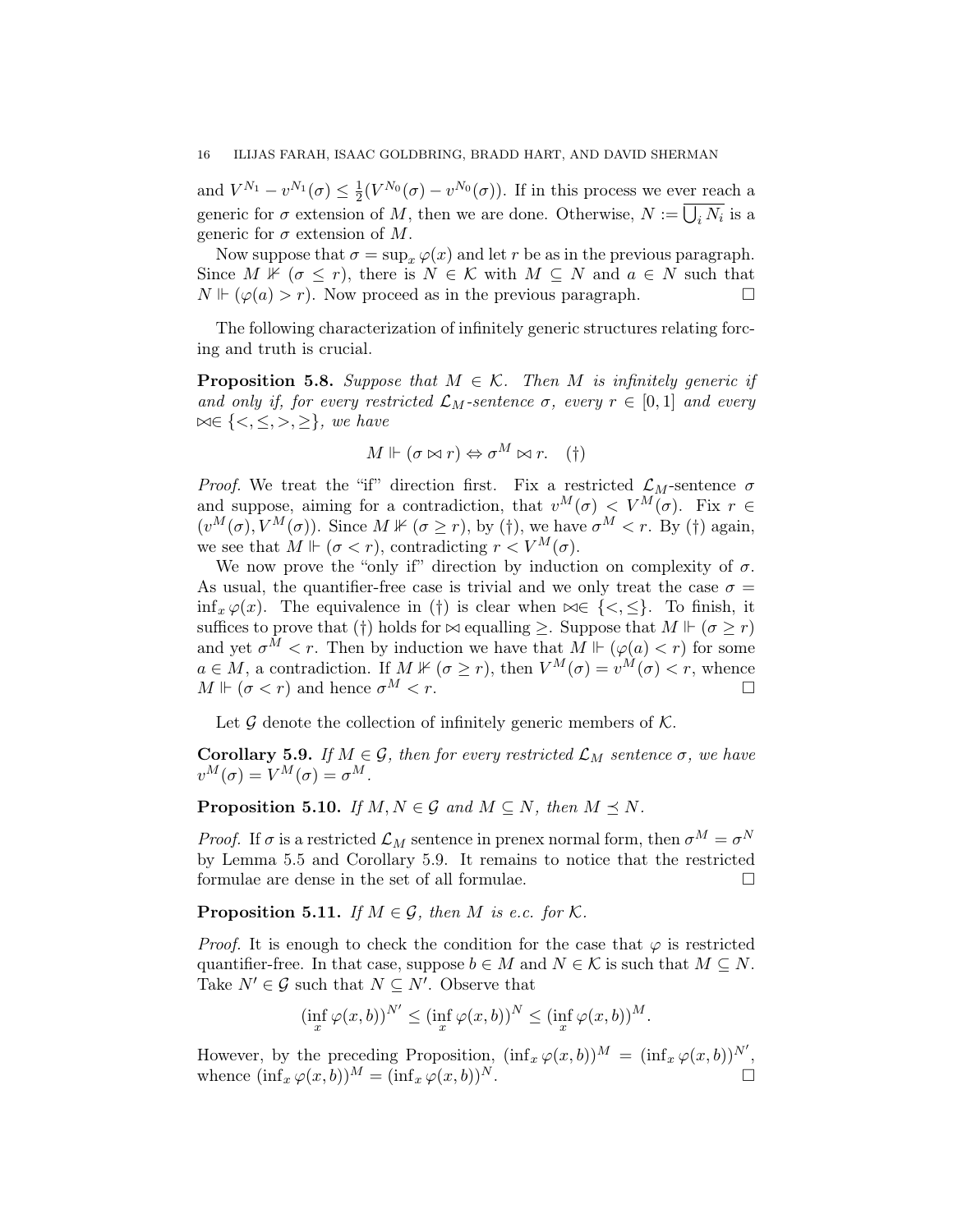and $V^{N_1} - v^{N_1}(\sigma) \leq \frac{1}{2}(V^{N_0}(\sigma) - v^{N_0}(\sigma))$. If in this process we ever reach a generic for $\sigma$ extension of $M$, then we are done. Otherwise, $N := \overline{\bigcup_i N_i}$ is a generic for $\sigma$ extension of $M$.

Now suppose that $\sigma = \sup_x \varphi(x)$ and let $r$ be as in the previous paragraph. Since $M \not\Vdash (\sigma \leq r)$, there is $N \in \mathcal{K}$ with $M \subseteq N$ and $a \in N$ such that $N \Vdash (\varphi(a) > r)$. Now proceed as in the previous paragraph. $\square$

The following characterization of infinitely generic structures relating forcing and truth is crucial.

**Proposition 5.8.** *Suppose that $M \in \mathcal{K}$. Then $M$ is infinitely generic if and only if, for every restricted $\mathcal{L}_M$-sentence $\sigma$, every $r \in [0,1]$ and every $\bowtie \in \{<, \leq, >, \geq\}$, we have*

$$M \Vdash (\sigma \bowtie r) \Leftrightarrow \sigma^M \bowtie r. \quad (\dagger)$$

*Proof.* We treat the "if" direction first. Fix a restricted $\mathcal{L}_M$-sentence $\sigma$ and suppose, aiming for a contradiction, that $v^M(\sigma) < V^M(\sigma)$. Fix $r \in (v^M(\sigma), V^M(\sigma))$. Since $M \not\Vdash (\sigma \geq r)$, by (†), we have $\sigma^M < r$. By (†) again, we see that $M \Vdash (\sigma < r)$, contradicting $r < V^M(\sigma)$.

We now prove the "only if" direction by induction on complexity of $\sigma$. As usual, the quantifier-free case is trivial and we only treat the case $\sigma = \inf_x \varphi(x)$. The equivalence in (†) is clear when $\bowtie \in \{<, \leq\}$. To finish, it suffices to prove that (†) holds for $\bowtie$ equalling $\geq$. Suppose that $M \Vdash (\sigma \geq r)$ and yet $\sigma^M < r$. Then by induction we have that $M \Vdash (\varphi(a) < r)$ for some $a \in M$, a contradiction. If $M \not\Vdash (\sigma \geq r)$, then $V^M(\sigma) = v^M(\sigma) < r$, whence $M \Vdash (\sigma < r)$ and hence $\sigma^M < r$. $\square$

Let $\mathcal{G}$ denote the collection of infinitely generic members of $\mathcal{K}$.

**Corollary 5.9.** *If $M \in \mathcal{G}$, then for every restricted $\mathcal{L}_M$ sentence $\sigma$, we have $v^M(\sigma) = V^M(\sigma) = \sigma^M$.*

**Proposition 5.10.** *If $M, N \in \mathcal{G}$ and $M \subseteq N$, then $M \preceq N$.*

*Proof.* If $\sigma$ is a restricted $\mathcal{L}_M$ sentence in prenex normal form, then $\sigma^M = \sigma^N$ by Lemma 5.5 and Corollary 5.9. It remains to notice that the restricted formulae are dense in the set of all formulae. $\square$

**Proposition 5.11.** *If $M \in \mathcal{G}$, then $M$ is e.c. for $\mathcal{K}$.*

*Proof.* It is enough to check the condition for the case that $\varphi$ is restricted quantifier-free. In that case, suppose $b \in M$ and $N \in \mathcal{K}$ is such that $M \subseteq N$. Take $N' \in \mathcal{G}$ such that $N \subseteq N'$. Observe that

$$(\inf_x \varphi(x,b))^{N'} \leq (\inf_x \varphi(x,b))^N \leq (\inf_x \varphi(x,b))^M.$$

However, by the preceding Proposition, $(\inf_x \varphi(x,b))^M = (\inf_x \varphi(x,b))^{N'}$, whence $(\inf_x \varphi(x,b))^M = (\inf_x \varphi(x,b))^N$. $\square$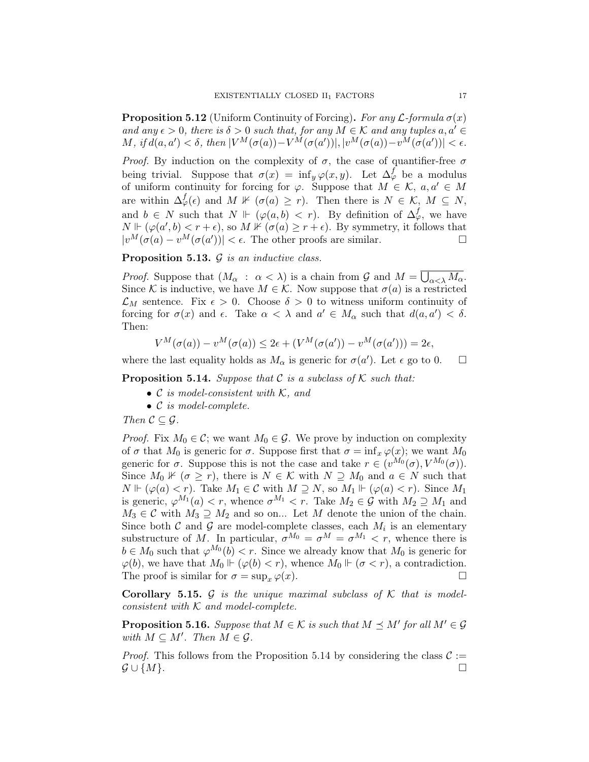**Proposition 5.12** (Uniform Continuity of Forcing)**.** *For any $\mathcal{L}$-formula $\sigma(x)$ and any $\epsilon > 0$, there is $\delta > 0$ such that, for any $M \in \mathcal{K}$ and any tuples $a, a' \in M$, if $d(a, a') < \delta$, then $|V^M(\sigma(a)) - V^M(\sigma(a'))|, |v^M(\sigma(a)) - v^M(\sigma(a'))| < \epsilon$.*

*Proof.* By induction on the complexity of $\sigma$, the case of quantifier-free $\sigma$ being trivial. Suppose that $\sigma(x) = \inf_y \varphi(x, y)$. Let $\Delta^f_\varphi$ be a modulus of uniform continuity for forcing for $\varphi$. Suppose that $M \in \mathcal{K}$, $a, a' \in M$ are within $\Delta^f_\varphi(\epsilon)$ and $M \not\Vdash (\sigma(a) \geq r)$. Then there is $N \in \mathcal{K}$, $M \subseteq N$, and $b \in N$ such that $N \Vdash (\varphi(a, b) < r)$. By definition of $\Delta^f_\varphi$, we have $N \Vdash (\varphi(a', b) < r + \epsilon)$, so $M \not\Vdash (\sigma(a) \geq r + \epsilon)$. By symmetry, it follows that $|v^M(\sigma(a) - v^M(\sigma(a'))| < \epsilon$. The other proofs are similar. $\square$

**Proposition 5.13.** *$\mathcal{G}$ is an inductive class.*

*Proof.* Suppose that $(M_\alpha \ : \ \alpha < \lambda)$ is a chain from $\mathcal{G}$ and $M = \overline{\bigcup_{\alpha<\lambda} M_\alpha}$. Since $\mathcal{K}$ is inductive, we have $M \in \mathcal{K}$. Now suppose that $\sigma(a)$ is a restricted $\mathcal{L}_M$ sentence. Fix $\epsilon > 0$. Choose $\delta > 0$ to witness uniform continuity of forcing for $\sigma(x)$ and $\epsilon$. Take $\alpha < \lambda$ and $a' \in M_\alpha$ such that $d(a, a') < \delta$. Then:

$$V^M(\sigma(a)) - v^M(\sigma(a)) \leq 2\epsilon + (V^M(\sigma(a')) - v^M(\sigma(a'))) = 2\epsilon,$$

where the last equality holds as $M_\alpha$ is generic for $\sigma(a')$. Let $\epsilon$ go to 0. $\square$

**Proposition 5.14.** *Suppose that $\mathcal{C}$ is a subclass of $\mathcal{K}$ such that:*

- *$\mathcal{C}$ is model-consistent with $\mathcal{K}$, and*
- *$\mathcal{C}$ is model-complete.*

*Then $\mathcal{C} \subseteq \mathcal{G}$.*

*Proof.* Fix $M_0 \in \mathcal{C}$; we want $M_0 \in \mathcal{G}$. We prove by induction on complexity of $\sigma$ that $M_0$ is generic for $\sigma$. Suppose first that $\sigma = \inf_x \varphi(x)$; we want $M_0$ generic for $\sigma$. Suppose this is not the case and take $r \in (v^{M_0}(\sigma), V^{M_0}(\sigma))$. Since $M_0 \not\Vdash (\sigma \geq r)$, there is $N \in \mathcal{K}$ with $N \supseteq M_0$ and $a \in N$ such that $N \Vdash (\varphi(a) < r)$. Take $M_1 \in \mathcal{C}$ with $M \supseteq N$, so $M_1 \Vdash (\varphi(a) < r)$. Since $M_1$ is generic, $\varphi^{M_1}(a) < r$, whence $\sigma^{M_1} < r$. Take $M_2 \in \mathcal{G}$ with $M_2 \supseteq M_1$ and $M_3 \in \mathcal{C}$ with $M_3 \supseteq M_2$ and so on... Let $M$ denote the union of the chain. Since both $\mathcal{C}$ and $\mathcal{G}$ are model-complete classes, each $M_i$ is an elementary substructure of $M$. In particular, $\sigma^{M_0} = \sigma^M = \sigma^{M_1} < r$, whence there is $b \in M_0$ such that $\varphi^{M_0}(b) < r$. Since we already know that $M_0$ is generic for $\varphi(b)$, we have that $M_0 \Vdash (\varphi(b) < r)$, whence $M_0 \Vdash (\sigma < r)$, a contradiction. The proof is similar for $\sigma = \sup_x \varphi(x)$. $\square$

**Corollary 5.15.** *$\mathcal{G}$ is the unique maximal subclass of $\mathcal{K}$ that is model-consistent with $\mathcal{K}$ and model-complete.*

**Proposition 5.16.** *Suppose that $M \in \mathcal{K}$ is such that $M \preceq M'$ for all $M' \in \mathcal{G}$ with $M \subseteq M'$. Then $M \in \mathcal{G}$.*

*Proof.* This follows from the Proposition 5.14 by considering the class $\mathcal{C} := \mathcal{G} \cup \{M\}$. $\square$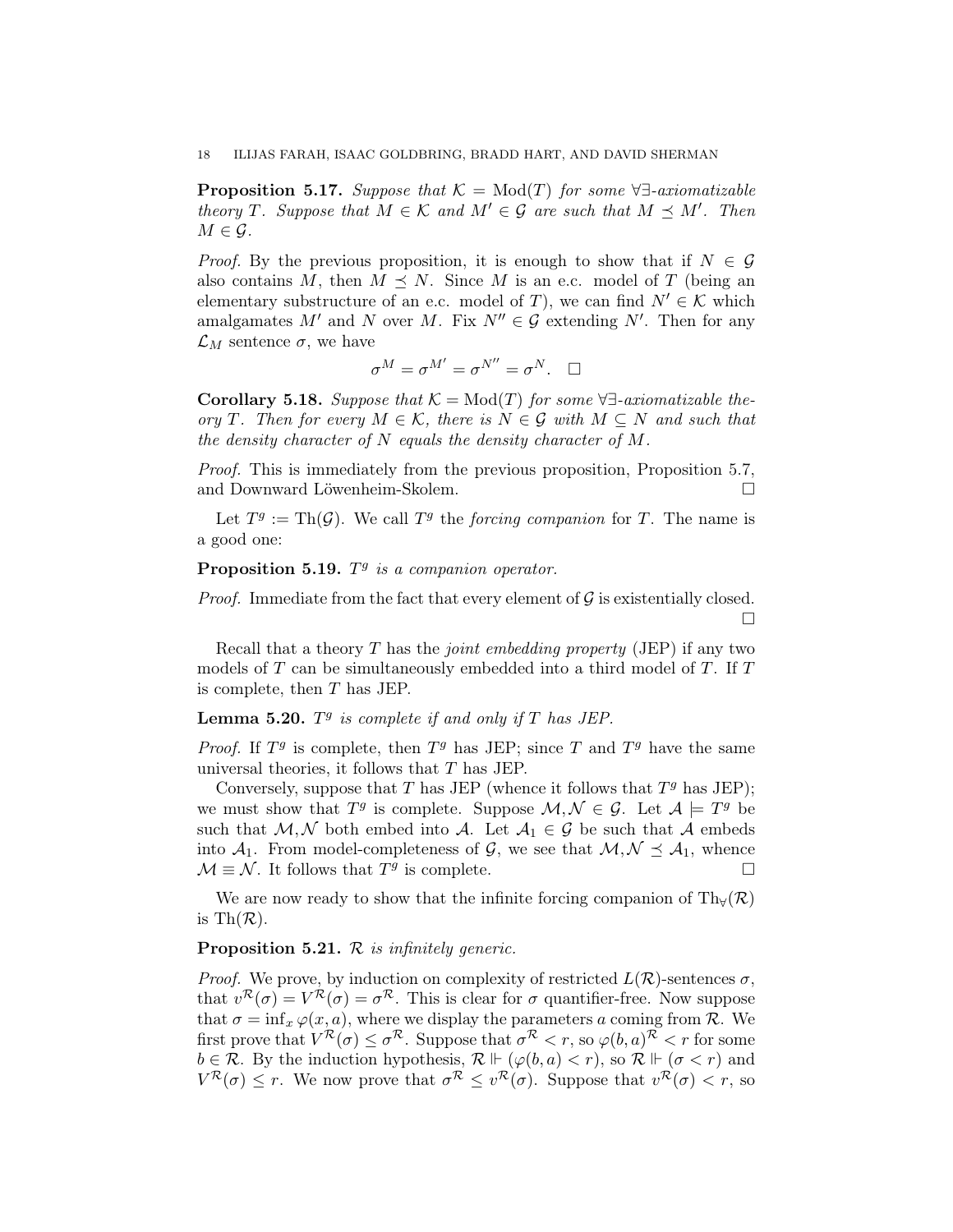**Proposition 5.17.** *Suppose that $\mathcal{K} = \mathrm{Mod}(T)$ for some $\forall\exists$-axiomatizable theory $T$. Suppose that $M \in \mathcal{K}$ and $M' \in \mathcal{G}$ are such that $M \preceq M'$. Then $M \in \mathcal{G}$.*

*Proof.* By the previous proposition, it is enough to show that if $N \in \mathcal{G}$ also contains $M$, then $M \preceq N$. Since $M$ is an e.c. model of $T$ (being an elementary substructure of an e.c. model of $T$), we can find $N' \in \mathcal{K}$ which amalgamates $M'$ and $N$ over $M$. Fix $N'' \in \mathcal{G}$ extending $N'$. Then for any $\mathcal{L}_M$ sentence $\sigma$, we have

$$\sigma^M = \sigma^{M'} = \sigma^{N''} = \sigma^N. \quad \square$$

**Corollary 5.18.** *Suppose that $\mathcal{K} = \mathrm{Mod}(T)$ for some $\forall\exists$-axiomatizable theory $T$. Then for every $M \in \mathcal{K}$, there is $N \in \mathcal{G}$ with $M \subseteq N$ and such that the density character of $N$ equals the density character of $M$.*

*Proof.* This is immediately from the previous proposition, Proposition 5.7, and Downward Löwenheim-Skolem. $\square$

Let $T^g := \mathrm{Th}(\mathcal{G})$. We call $T^g$ the *forcing companion* for $T$. The name is a good one:

**Proposition 5.19.** *$T^g$ is a companion operator.*

*Proof.* Immediate from the fact that every element of $\mathcal{G}$ is existentially closed. $\square$

Recall that a theory $T$ has the *joint embedding property* (JEP) if any two models of $T$ can be simultaneously embedded into a third model of $T$. If $T$ is complete, then $T$ has JEP.

**Lemma 5.20.** *$T^g$ is complete if and only if $T$ has JEP.*

*Proof.* If $T^g$ is complete, then $T^g$ has JEP; since $T$ and $T^g$ have the same universal theories, it follows that $T$ has JEP.

Conversely, suppose that $T$ has JEP (whence it follows that $T^g$ has JEP); we must show that $T^g$ is complete. Suppose $\mathcal{M}, \mathcal{N} \in \mathcal{G}$. Let $\mathcal{A} \models T^g$ be such that $\mathcal{M}, \mathcal{N}$ both embed into $\mathcal{A}$. Let $\mathcal{A}_1 \in \mathcal{G}$ be such that $\mathcal{A}$ embeds into $\mathcal{A}_1$. From model-completeness of $\mathcal{G}$, we see that $\mathcal{M}, \mathcal{N} \preceq \mathcal{A}_1$, whence $\mathcal{M} \equiv \mathcal{N}$. It follows that $T^g$ is complete. $\square$

We are now ready to show that the infinite forcing companion of $\mathrm{Th}_\forall(\mathcal{R})$ is $\mathrm{Th}(\mathcal{R})$.

**Proposition 5.21.** *$\mathcal{R}$ is infinitely generic.*

*Proof.* We prove, by induction on complexity of restricted $L(\mathcal{R})$-sentences $\sigma$, that $v^{\mathcal{R}}(\sigma) = V^{\mathcal{R}}(\sigma) = \sigma^{\mathcal{R}}$. This is clear for $\sigma$ quantifier-free. Now suppose that $\sigma = \inf_x \varphi(x, a)$, where we display the parameters $a$ coming from $\mathcal{R}$. We first prove that $V^{\mathcal{R}}(\sigma) \leq \sigma^{\mathcal{R}}$. Suppose that $\sigma^{\mathcal{R}} < r$, so $\varphi(b, a)^{\mathcal{R}} < r$ for some $b \in \mathcal{R}$. By the induction hypothesis, $\mathcal{R} \Vdash (\varphi(b, a) < r)$, so $\mathcal{R} \Vdash (\sigma < r)$ and $V^{\mathcal{R}}(\sigma) \leq r$. We now prove that $\sigma^{\mathcal{R}} \leq v^{\mathcal{R}}(\sigma)$. Suppose that $v^{\mathcal{R}}(\sigma) < r$, so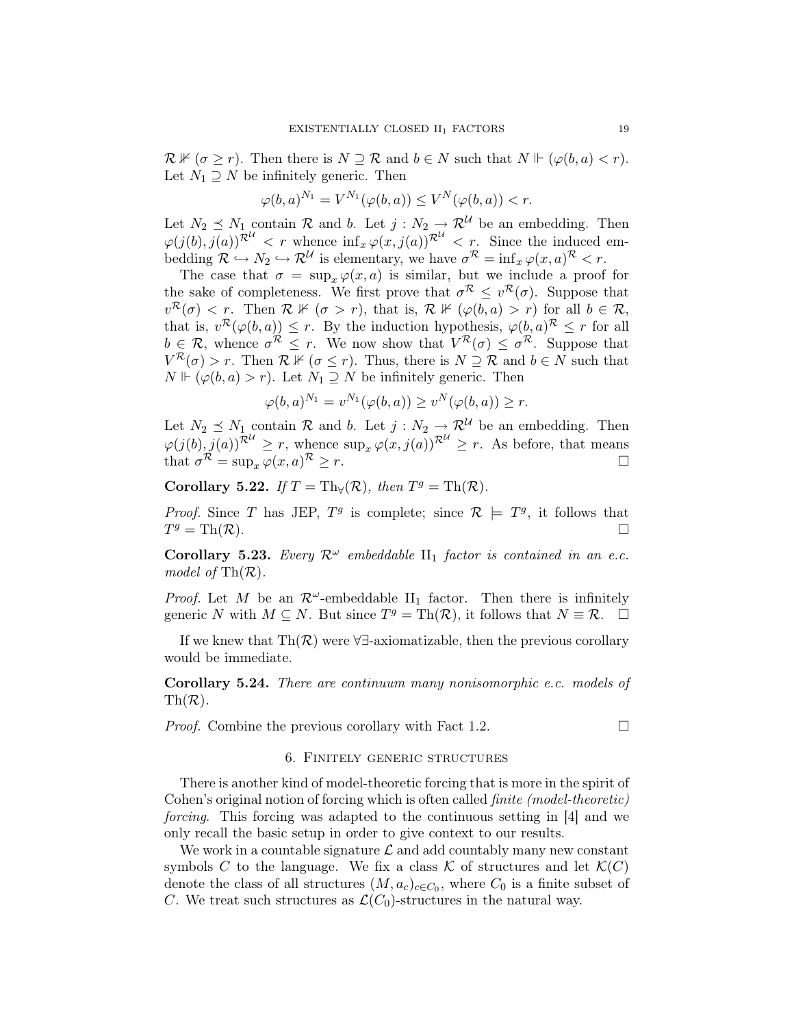$\mathcal{R} \nVdash (\sigma \geq r)$. Then there is $N \supseteq \mathcal{R}$ and $b \in N$ such that $N \Vdash (\varphi(b,a) < r)$. Let $N_1 \supseteq N$ be infinitely generic. Then

$$\varphi(b,a)^{N_1} = V^{N_1}(\varphi(b,a)) \leq V^N(\varphi(b,a)) < r.$$

Let $N_2 \preceq N_1$ contain $\mathcal{R}$ and $b$. Let $j : N_2 \to \mathcal{R}^{\mathcal{U}}$ be an embedding. Then $\varphi(j(b), j(a))^{\mathcal{R}^{\mathcal{U}}} < r$ whence $\inf_x \varphi(x, j(a))^{\mathcal{R}^{\mathcal{U}}} < r$. Since the induced embedding $\mathcal{R} \hookrightarrow N_2 \hookrightarrow \mathcal{R}^{\mathcal{U}}$ is elementary, we have $\sigma^{\mathcal{R}} = \inf_x \varphi(x,a)^{\mathcal{R}} < r$.

The case that $\sigma = \sup_x \varphi(x,a)$ is similar, but we include a proof for the sake of completeness. We first prove that $\sigma^{\mathcal{R}} \leq v^{\mathcal{R}}(\sigma)$. Suppose that $v^{\mathcal{R}}(\sigma) < r$. Then $\mathcal{R} \nVdash (\sigma > r)$, that is, $\mathcal{R} \nVdash (\varphi(b,a) > r)$ for all $b \in \mathcal{R}$, that is, $v^{\mathcal{R}}(\varphi(b,a)) \leq r$. By the induction hypothesis, $\varphi(b,a)^{\mathcal{R}} \leq r$ for all $b \in \mathcal{R}$, whence $\sigma^{\mathcal{R}} \leq r$. We now show that $V^{\mathcal{R}}(\sigma) \leq \sigma^{\mathcal{R}}$. Suppose that $V^{\mathcal{R}}(\sigma) > r$. Then $\mathcal{R} \nVdash (\sigma \leq r)$. Thus, there is $N \supseteq \mathcal{R}$ and $b \in N$ such that $N \Vdash (\varphi(b,a) > r)$. Let $N_1 \supseteq N$ be infinitely generic. Then

$$\varphi(b,a)^{N_1} = v^{N_1}(\varphi(b,a)) \geq v^N(\varphi(b,a)) \geq r.$$

Let $N_2 \preceq N_1$ contain $\mathcal{R}$ and $b$. Let $j : N_2 \to \mathcal{R}^{\mathcal{U}}$ be an embedding. Then $\varphi(j(b), j(a))^{\mathcal{R}^{\mathcal{U}}} \geq r$, whence $\sup_x \varphi(x, j(a))^{\mathcal{R}^{\mathcal{U}}} \geq r$. As before, that means that $\sigma^{\mathcal{R}} = \sup_x \varphi(x,a)^{\mathcal{R}} \geq r$. □

**Corollary 5.22.** *If $T = \mathrm{Th}_\forall(\mathcal{R})$, then $T^g = \mathrm{Th}(\mathcal{R})$.*

*Proof.* Since $T$ has JEP, $T^g$ is complete; since $\mathcal{R} \models T^g$, it follows that $T^g = \mathrm{Th}(\mathcal{R})$. □

**Corollary 5.23.** *Every $\mathcal{R}^\omega$ embeddable $\mathrm{II}_1$ factor is contained in an e.c. model of $\mathrm{Th}(\mathcal{R})$.*

*Proof.* Let $M$ be an $\mathcal{R}^\omega$-embeddable $\mathrm{II}_1$ factor. Then there is infinitely generic $N$ with $M \subseteq N$. But since $T^g = \mathrm{Th}(\mathcal{R})$, it follows that $N \equiv \mathcal{R}$. □

If we knew that $\mathrm{Th}(\mathcal{R})$ were $\forall\exists$-axiomatizable, then the previous corollary would be immediate.

**Corollary 5.24.** *There are continuum many nonisomorphic e.c. models of $\mathrm{Th}(\mathcal{R})$.*

*Proof.* Combine the previous corollary with Fact 1.2. □

## 6. Finitely generic structures

There is another kind of model-theoretic forcing that is more in the spirit of Cohen's original notion of forcing which is often called *finite (model-theoretic) forcing*. This forcing was adapted to the continuous setting in [4] and we only recall the basic setup in order to give context to our results.

We work in a countable signature $\mathcal{L}$ and add countably many new constant symbols $C$ to the language. We fix a class $\mathcal{K}$ of structures and let $\mathcal{K}(C)$ denote the class of all structures $(M, a_c)_{c \in C_0}$, where $C_0$ is a finite subset of $C$. We treat such structures as $\mathcal{L}(C_0)$-structures in the natural way.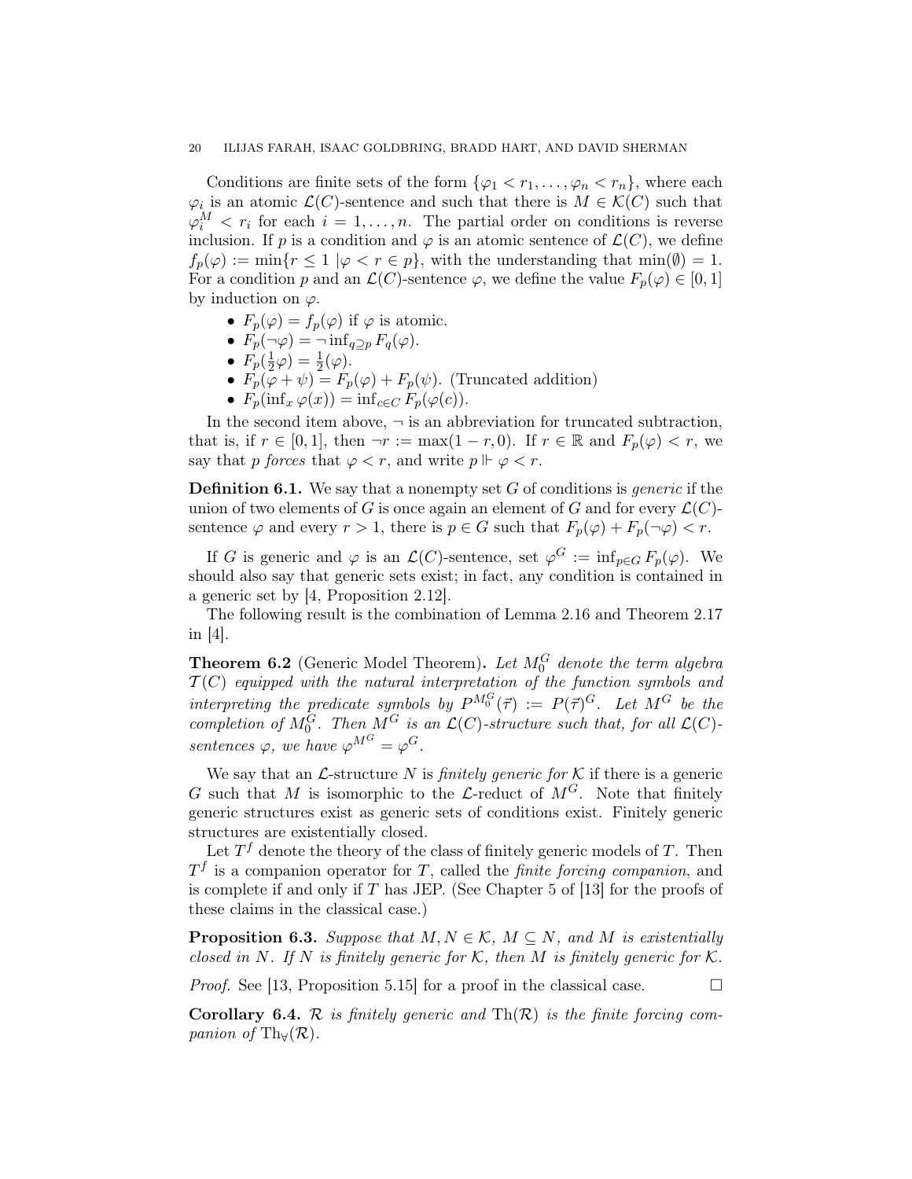Conditions are finite sets of the form $\{\varphi_1 < r_1, \ldots, \varphi_n < r_n\}$, where each $\varphi_i$ is an atomic $\mathcal{L}(C)$-sentence and such that there is $M \in \mathcal{K}(C)$ such that $\varphi_i^M < r_i$ for each $i = 1, \ldots, n$. The partial order on conditions is reverse inclusion. If $p$ is a condition and $\varphi$ is an atomic sentence of $\mathcal{L}(C)$, we define $f_p(\varphi) := \min\{r \leq 1 \mid \varphi < r \in p\}$, with the understanding that $\min(\emptyset) = 1$. For a condition $p$ and an $\mathcal{L}(C)$-sentence $\varphi$, we define the value $F_p(\varphi) \in [0, 1]$ by induction on $\varphi$.

- $F_p(\varphi) = f_p(\varphi)$ if $\varphi$ is atomic.
- $F_p(\neg\varphi) = \neg \inf_{q \supseteq p} F_q(\varphi)$.
- $F_p(\frac{1}{2}\varphi) = \frac{1}{2}(\varphi)$.
- $F_p(\varphi + \psi) = F_p(\varphi) + F_p(\psi)$. (Truncated addition)
- $F_p(\inf_x \varphi(x)) = \inf_{c \in C} F_p(\varphi(c))$.

In the second item above, $\neg$ is an abbreviation for truncated subtraction, that is, if $r \in [0, 1]$, then $\neg r := \max(1 - r, 0)$. If $r \in \mathbb{R}$ and $F_p(\varphi) < r$, we say that *$p$ forces* that $\varphi < r$, and write $p \Vdash \varphi < r$.

**Definition 6.1.** We say that a nonempty set $G$ of conditions is *generic* if the union of two elements of $G$ is once again an element of $G$ and for every $\mathcal{L}(C)$-sentence $\varphi$ and every $r > 1$, there is $p \in G$ such that $F_p(\varphi) + F_p(\neg\varphi) < r$.

If $G$ is generic and $\varphi$ is an $\mathcal{L}(C)$-sentence, set $\varphi^G := \inf_{p \in G} F_p(\varphi)$. We should also say that generic sets exist; in fact, any condition is contained in a generic set by [4, Proposition 2.12].

The following result is the combination of Lemma 2.16 and Theorem 2.17 in [4].

**Theorem 6.2** (Generic Model Theorem)**.** *Let $M_0^G$ denote the term algebra $\mathcal{T}(C)$ equipped with the natural interpretation of the function symbols and interpreting the predicate symbols by $P^{M_0^G}(\vec{\tau}) := P(\vec{\tau})^G$. Let $M^G$ be the completion of $M_0^G$. Then $M^G$ is an $\mathcal{L}(C)$-structure such that, for all $\mathcal{L}(C)$-sentences $\varphi$, we have $\varphi^{M^G} = \varphi^G$.*

We say that an $\mathcal{L}$-structure $N$ is *finitely generic for $\mathcal{K}$* if there is a generic $G$ such that $M$ is isomorphic to the $\mathcal{L}$-reduct of $M^G$. Note that finitely generic structures exist as generic sets of conditions exist. Finitely generic structures are existentially closed.

Let $T^f$ denote the theory of the class of finitely generic models of $T$. Then $T^f$ is a companion operator for $T$, called the *finite forcing companion*, and is complete if and only if $T$ has JEP. (See Chapter 5 of [13] for the proofs of these claims in the classical case.)

**Proposition 6.3.** *Suppose that $M, N \in \mathcal{K}$, $M \subseteq N$, and $M$ is existentially closed in $N$. If $N$ is finitely generic for $\mathcal{K}$, then $M$ is finitely generic for $\mathcal{K}$.*

*Proof.* See [13, Proposition 5.15] for a proof in the classical case. $\square$

**Corollary 6.4.** *$\mathcal{R}$ is finitely generic and $\mathrm{Th}(\mathcal{R})$ is the finite forcing companion of $\mathrm{Th}_\forall(\mathcal{R})$.*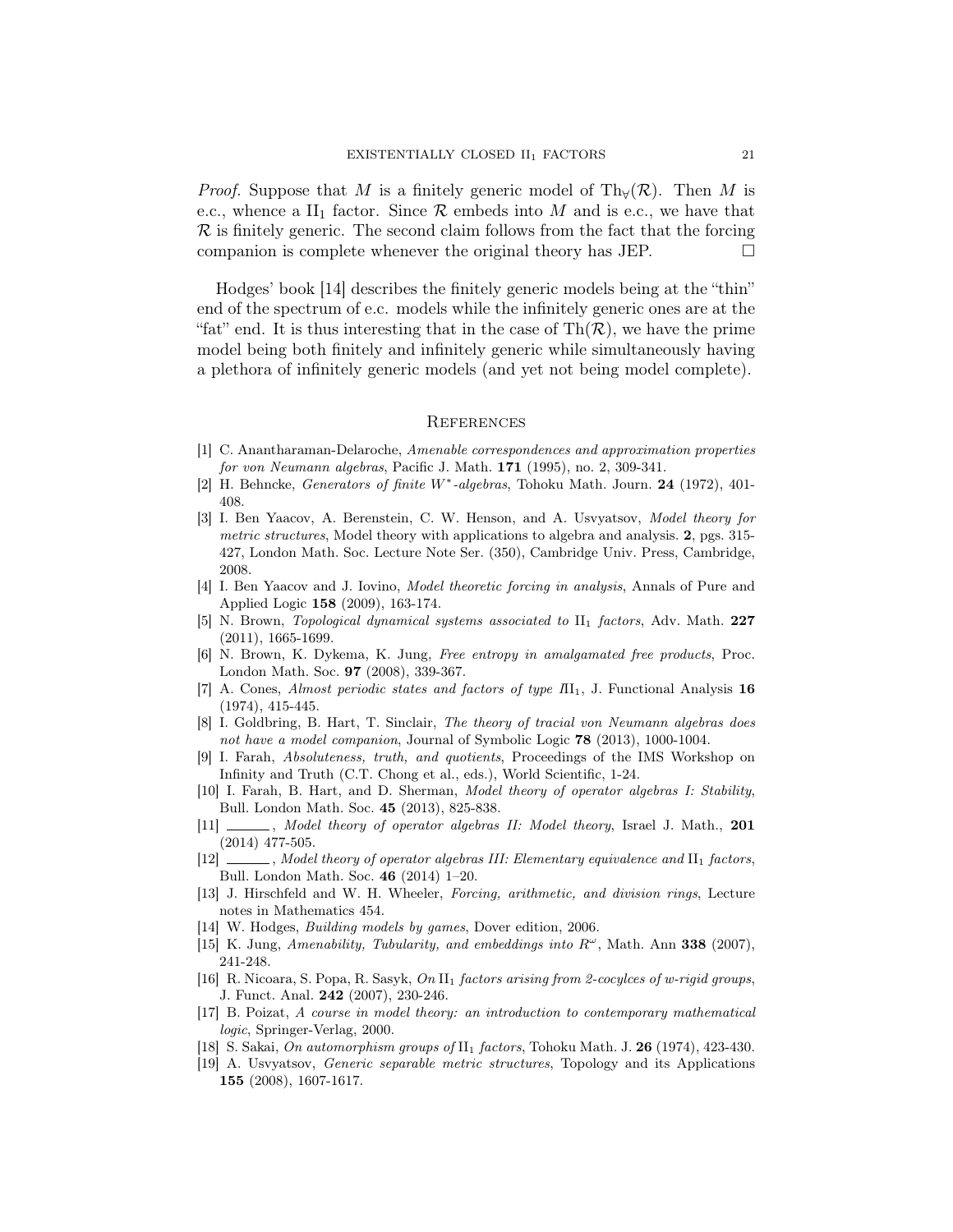*Proof.* Suppose that $M$ is a finitely generic model of $\mathrm{Th}_\forall(\mathcal{R})$. Then $M$ is e.c., whence a $\mathrm{II}_1$ factor. Since $\mathcal{R}$ embeds into $M$ and is e.c., we have that $\mathcal{R}$ is finitely generic. The second claim follows from the fact that the forcing companion is complete whenever the original theory has JEP. $\square$

Hodges' book [14] describes the finitely generic models being at the "thin" end of the spectrum of e.c. models while the infinitely generic ones are at the "fat" end. It is thus interesting that in the case of $\mathrm{Th}(\mathcal{R})$, we have the prime model being both finitely and infinitely generic while simultaneously having a plethora of infinitely generic models (and yet not being model complete).

## References

[1] C. Anantharaman-Delaroche, *Amenable correspondences and approximation properties for von Neumann algebras*, Pacific J. Math. **171** (1995), no. 2, 309-341.

[2] H. Behncke, *Generators of finite $W^*$-algebras*, Tohoku Math. Journ. **24** (1972), 401-408.

[3] I. Ben Yaacov, A. Berenstein, C. W. Henson, and A. Usvyatsov, *Model theory for metric structures*, Model theory with applications to algebra and analysis. **2**, pgs. 315-427, London Math. Soc. Lecture Note Ser. (350), Cambridge Univ. Press, Cambridge, 2008.

[4] I. Ben Yaacov and J. Iovino, *Model theoretic forcing in analysis*, Annals of Pure and Applied Logic **158** (2009), 163-174.

[5] N. Brown, *Topological dynamical systems associated to* $\mathrm{II}_1$ *factors*, Adv. Math. **227** (2011), 1665-1699.

[6] N. Brown, K. Dykema, K. Jung, *Free entropy in amalgamated free products*, Proc. London Math. Soc. **97** (2008), 339-367.

[7] A. Cones, *Almost periodic states and factors of type* $\mathrm{III}_1$, J. Functional Analysis **16** (1974), 415-445.

[8] I. Goldbring, B. Hart, T. Sinclair, *The theory of tracial von Neumann algebras does not have a model companion*, Journal of Symbolic Logic **78** (2013), 1000-1004.

[9] I. Farah, *Absoluteness, truth, and quotients*, Proceedings of the IMS Workshop on Infinity and Truth (C.T. Chong et al., eds.), World Scientific, 1-24.

[10] I. Farah, B. Hart, and D. Sherman, *Model theory of operator algebras I: Stability*, Bull. London Math. Soc. **45** (2013), 825-838.

[11] ______, *Model theory of operator algebras II: Model theory*, Israel J. Math., **201** (2014) 477-505.

[12] ______, *Model theory of operator algebras III: Elementary equivalence and* $\mathrm{II}_1$ *factors*, Bull. London Math. Soc. **46** (2014) 1–20.

[13] J. Hirschfeld and W. H. Wheeler, *Forcing, arithmetic, and division rings*, Lecture notes in Mathematics 454.

[14] W. Hodges, *Building models by games*, Dover edition, 2006.

[15] K. Jung, *Amenability, Tubularity, and embeddings into* $R^\omega$, Math. Ann **338** (2007), 241-248.

[16] R. Nicoara, S. Popa, R. Sasyk, *On* $\mathrm{II}_1$ *factors arising from 2-cocylces of w-rigid groups*, J. Funct. Anal. **242** (2007), 230-246.

[17] B. Poizat, *A course in model theory: an introduction to contemporary mathematical logic*, Springer-Verlag, 2000.

[18] S. Sakai, *On automorphism groups of* $\mathrm{II}_1$ *factors*, Tohoku Math. J. **26** (1974), 423-430.

[19] A. Usvyatsov, *Generic separable metric structures*, Topology and its Applications **155** (2008), 1607-1617.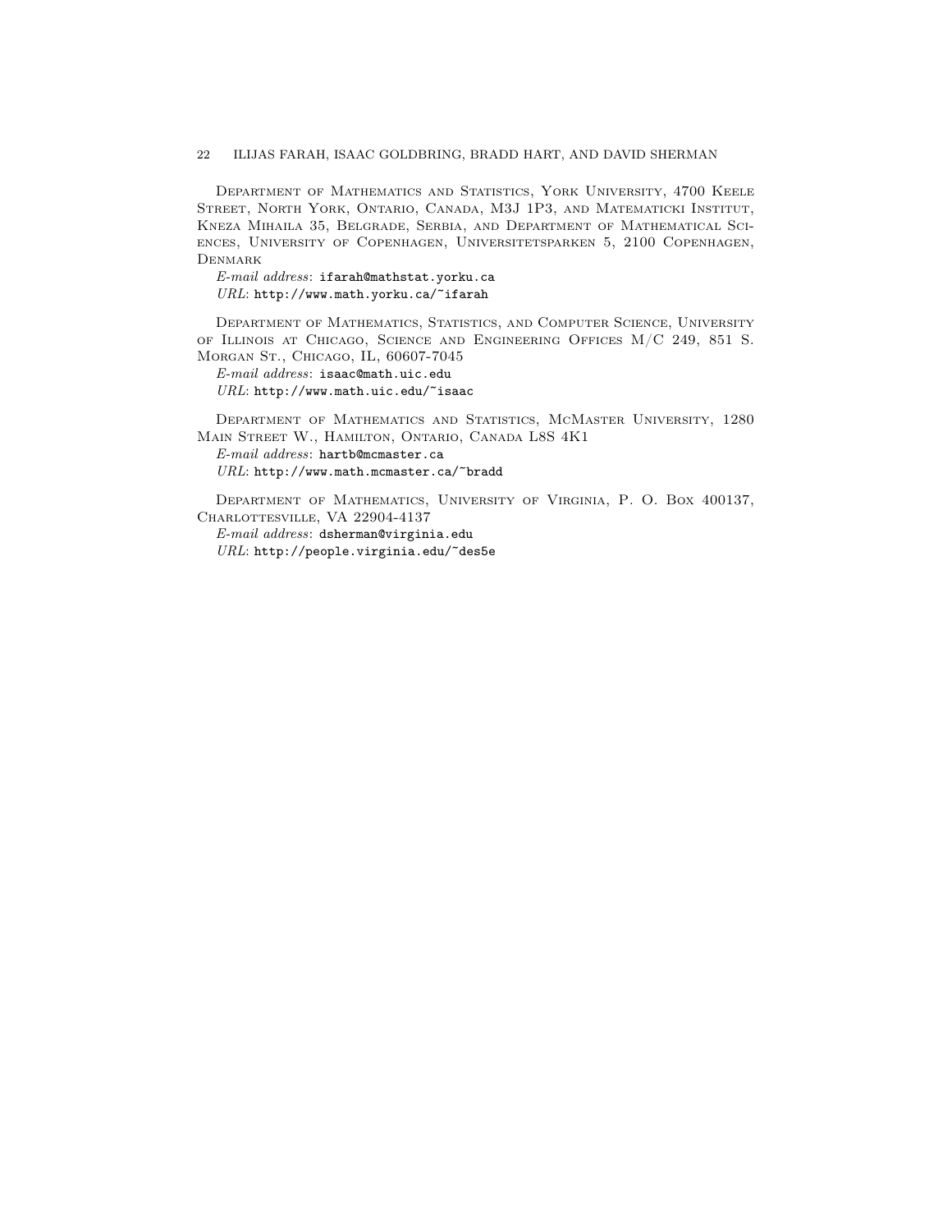Department of Mathematics and Statistics, York University, 4700 Keele Street, North York, Ontario, Canada, M3J 1P3, and Matematicki Institut, Kneza Mihaila 35, Belgrade, Serbia, and Department of Mathematical Sciences, University of Copenhagen, Universitetsparken 5, 2100 Copenhagen, Denmark

*E-mail address*: ifarah@mathstat.yorku.ca
*URL*: http://www.math.yorku.ca/~ifarah

Department of Mathematics, Statistics, and Computer Science, University of Illinois at Chicago, Science and Engineering Offices M/C 249, 851 S. Morgan St., Chicago, IL, 60607-7045

*E-mail address*: isaac@math.uic.edu
*URL*: http://www.math.uic.edu/~isaac

Department of Mathematics and Statistics, McMaster University, 1280 Main Street W., Hamilton, Ontario, Canada L8S 4K1

*E-mail address*: hartb@mcmaster.ca
*URL*: http://www.math.mcmaster.ca/~bradd

Department of Mathematics, University of Virginia, P. O. Box 400137, Charlottesville, VA 22904-4137

*E-mail address*: dsherman@virginia.edu
*URL*: http://people.virginia.edu/~des5e